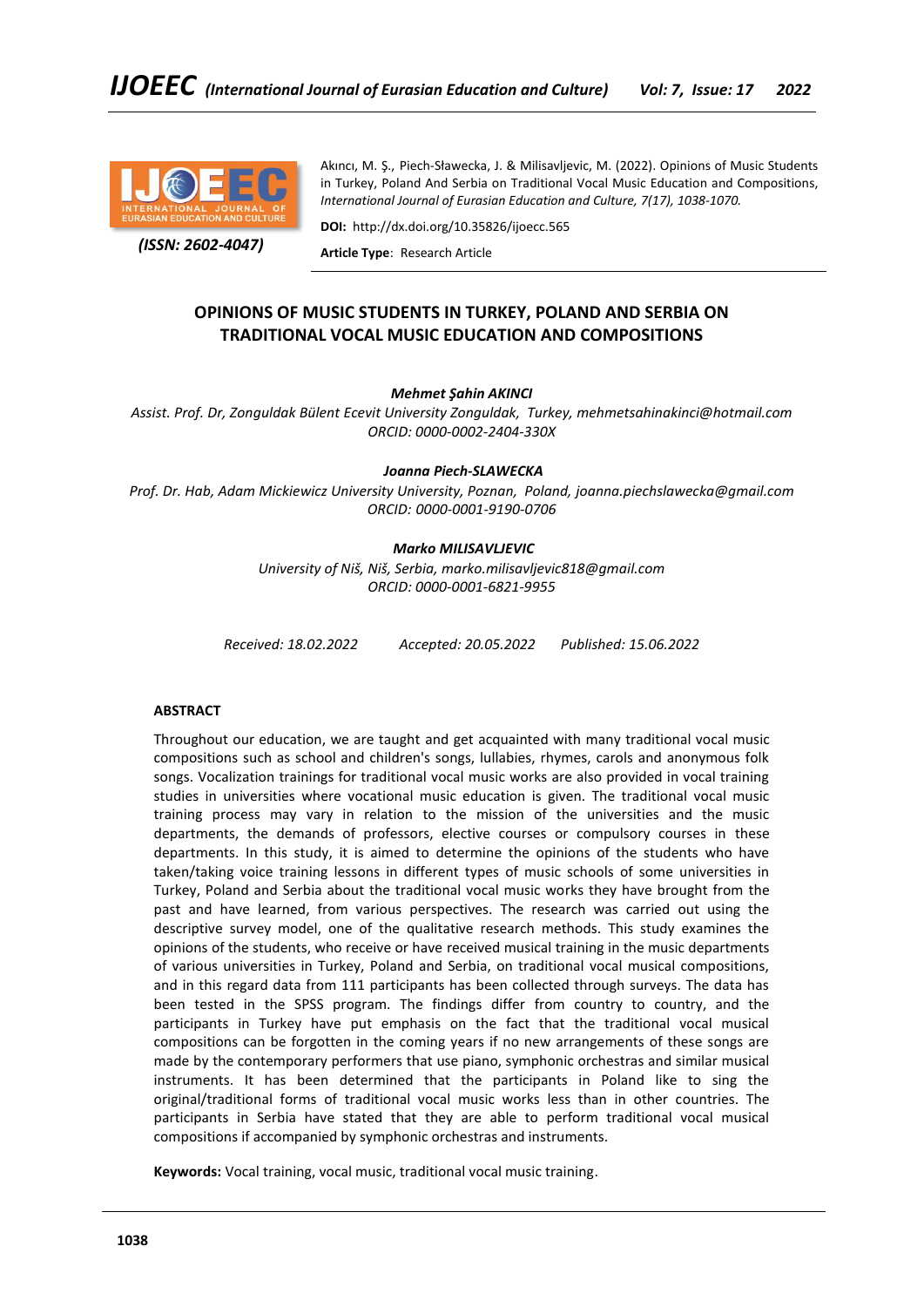Akıncı, M. Ş., Piech-Sławecka, J. & Milisavljevic, M. (2022). Opinions of Music Students in Turkey, Poland And Serbia on Traditional Vocal Music Education and Compositions, *International Journal of Eurasian Education and Culture, 7(17), 1038-1070.*

*(ISSN: 2602-4047)*

**DOI:** http://dx.doi.org/10.35826/ijoecc.565

**Article Type**: Research Article

# OPINIONS OF MUSIC STUDENTS IN TURKEY, POLAND AND SERBIA ON TRADITIONAL VOCAL MUSIC EDUCATION AND COMPOSITIONS

***Mehmet Şahin AKINCI***

*Assist. Prof. Dr, Zonguldak Bülent Ecevit University Zonguldak, Turkey, mehmetsahinakinci@hotmail.com*
*ORCID: 0000-0002-2404-330X*

***Joanna Piech-SLAWECKA***

*Prof. Dr. Hab, Adam Mickiewicz University University, Poznan, Poland, joanna.piechslawecka@gmail.com*
*ORCID: 0000-0001-9190-0706*

***Marko MILISAVLJEVIC***

*University of Niš, Niš, Serbia, marko.milisavljevic818@gmail.com*
*ORCID: 0000-0001-6821-9955*

*Received: 18.02.2022* *Accepted: 20.05.2022* *Published: 15.06.2022*

## ABSTRACT

Throughout our education, we are taught and get acquainted with many traditional vocal music compositions such as school and children's songs, lullabies, rhymes, carols and anonymous folk songs. Vocalization trainings for traditional vocal music works are also provided in vocal training studies in universities where vocational music education is given. The traditional vocal music training process may vary in relation to the mission of the universities and the music departments, the demands of professors, elective courses or compulsory courses in these departments. In this study, it is aimed to determine the opinions of the students who have taken/taking voice training lessons in different types of music schools of some universities in Turkey, Poland and Serbia about the traditional vocal music works they have brought from the past and have learned, from various perspectives. The research was carried out using the descriptive survey model, one of the qualitative research methods. This study examines the opinions of the students, who receive or have received musical training in the music departments of various universities in Turkey, Poland and Serbia, on traditional vocal musical compositions, and in this regard data from 111 participants has been collected through surveys. The data has been tested in the SPSS program. The findings differ from country to country, and the participants in Turkey have put emphasis on the fact that the traditional vocal musical compositions can be forgotten in the coming years if no new arrangements of these songs are made by the contemporary performers that use piano, symphonic orchestras and similar musical instruments. It has been determined that the participants in Poland like to sing the original/traditional forms of traditional vocal music works less than in other countries. The participants in Serbia have stated that they are able to perform traditional vocal musical compositions if accompanied by symphonic orchestras and instruments.

**Keywords:** Vocal training, vocal music, traditional vocal music training.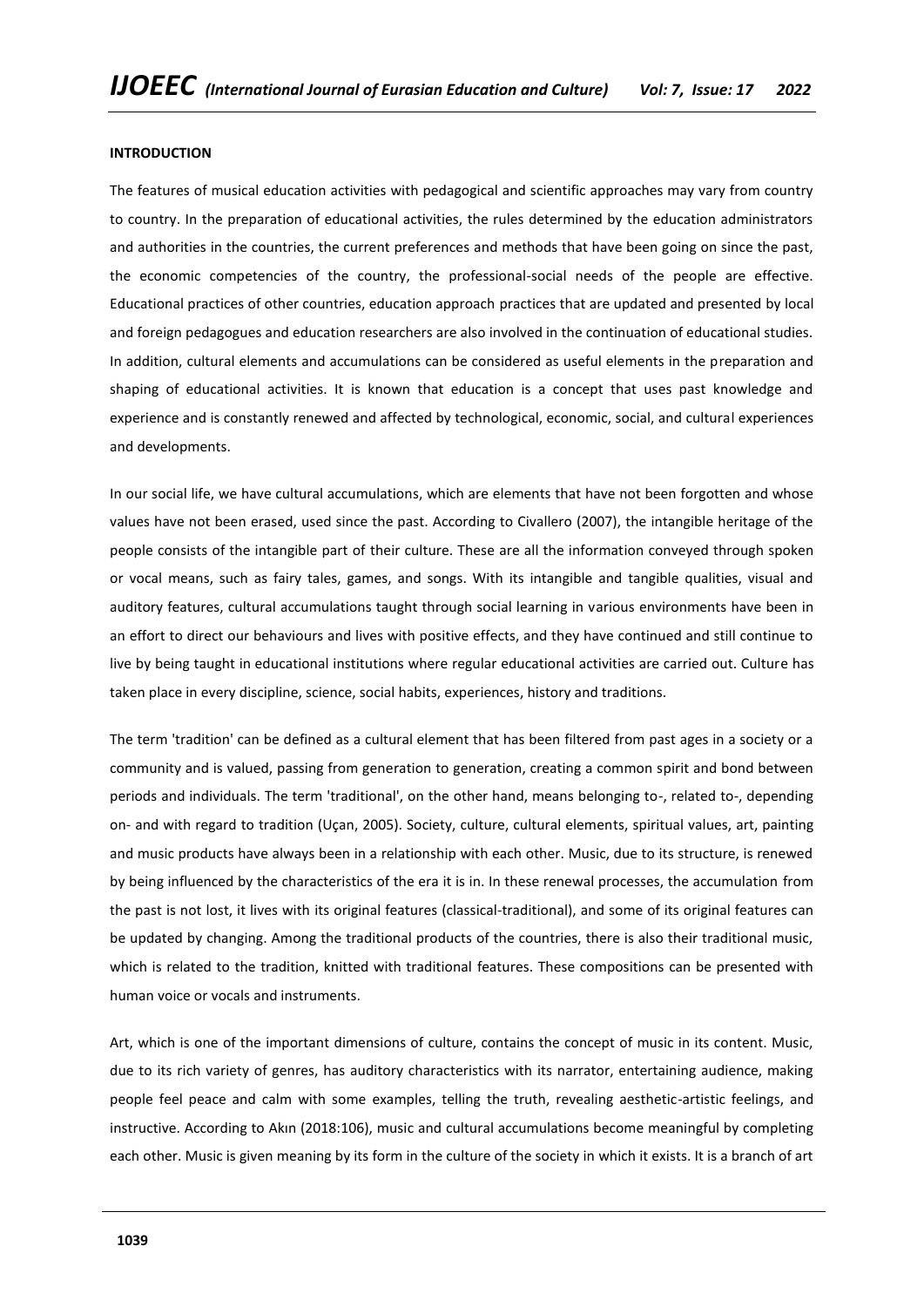## INTRODUCTION

The features of musical education activities with pedagogical and scientific approaches may vary from country to country. In the preparation of educational activities, the rules determined by the education administrators and authorities in the countries, the current preferences and methods that have been going on since the past, the economic competencies of the country, the professional-social needs of the people are effective. Educational practices of other countries, education approach practices that are updated and presented by local and foreign pedagogues and education researchers are also involved in the continuation of educational studies. In addition, cultural elements and accumulations can be considered as useful elements in the preparation and shaping of educational activities. It is known that education is a concept that uses past knowledge and experience and is constantly renewed and affected by technological, economic, social, and cultural experiences and developments.

In our social life, we have cultural accumulations, which are elements that have not been forgotten and whose values have not been erased, used since the past. According to Civallero (2007), the intangible heritage of the people consists of the intangible part of their culture. These are all the information conveyed through spoken or vocal means, such as fairy tales, games, and songs. With its intangible and tangible qualities, visual and auditory features, cultural accumulations taught through social learning in various environments have been in an effort to direct our behaviours and lives with positive effects, and they have continued and still continue to live by being taught in educational institutions where regular educational activities are carried out. Culture has taken place in every discipline, science, social habits, experiences, history and traditions.

The term 'tradition' can be defined as a cultural element that has been filtered from past ages in a society or a community and is valued, passing from generation to generation, creating a common spirit and bond between periods and individuals. The term 'traditional', on the other hand, means belonging to-, related to-, depending on- and with regard to tradition (Uçan, 2005). Society, culture, cultural elements, spiritual values, art, painting and music products have always been in a relationship with each other. Music, due to its structure, is renewed by being influenced by the characteristics of the era it is in. In these renewal processes, the accumulation from the past is not lost, it lives with its original features (classical-traditional), and some of its original features can be updated by changing. Among the traditional products of the countries, there is also their traditional music, which is related to the tradition, knitted with traditional features. These compositions can be presented with human voice or vocals and instruments.

Art, which is one of the important dimensions of culture, contains the concept of music in its content. Music, due to its rich variety of genres, has auditory characteristics with its narrator, entertaining audience, making people feel peace and calm with some examples, telling the truth, revealing aesthetic-artistic feelings, and instructive. According to Akın (2018:106), music and cultural accumulations become meaningful by completing each other. Music is given meaning by its form in the culture of the society in which it exists. It is a branch of art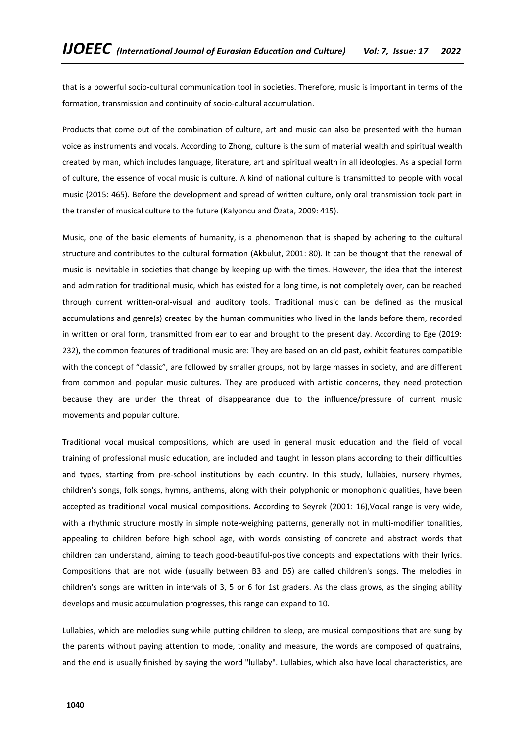that is a powerful socio-cultural communication tool in societies. Therefore, music is important in terms of the formation, transmission and continuity of socio-cultural accumulation.

Products that come out of the combination of culture, art and music can also be presented with the human voice as instruments and vocals. According to Zhong, culture is the sum of material wealth and spiritual wealth created by man, which includes language, literature, art and spiritual wealth in all ideologies. As a special form of culture, the essence of vocal music is culture. A kind of national culture is transmitted to people with vocal music (2015: 465). Before the development and spread of written culture, only oral transmission took part in the transfer of musical culture to the future (Kalyoncu and Özata, 2009: 415).

Music, one of the basic elements of humanity, is a phenomenon that is shaped by adhering to the cultural structure and contributes to the cultural formation (Akbulut, 2001: 80). It can be thought that the renewal of music is inevitable in societies that change by keeping up with the times. However, the idea that the interest and admiration for traditional music, which has existed for a long time, is not completely over, can be reached through current written-oral-visual and auditory tools. Traditional music can be defined as the musical accumulations and genre(s) created by the human communities who lived in the lands before them, recorded in written or oral form, transmitted from ear to ear and brought to the present day. According to Ege (2019: 232), the common features of traditional music are: They are based on an old past, exhibit features compatible with the concept of "classic", are followed by smaller groups, not by large masses in society, and are different from common and popular music cultures. They are produced with artistic concerns, they need protection because they are under the threat of disappearance due to the influence/pressure of current music movements and popular culture.

Traditional vocal musical compositions, which are used in general music education and the field of vocal training of professional music education, are included and taught in lesson plans according to their difficulties and types, starting from pre-school institutions by each country. In this study, lullabies, nursery rhymes, children's songs, folk songs, hymns, anthems, along with their polyphonic or monophonic qualities, have been accepted as traditional vocal musical compositions. According to Seyrek (2001: 16),Vocal range is very wide, with a rhythmic structure mostly in simple note-weighing patterns, generally not in multi-modifier tonalities, appealing to children before high school age, with words consisting of concrete and abstract words that children can understand, aiming to teach good-beautiful-positive concepts and expectations with their lyrics. Compositions that are not wide (usually between B3 and D5) are called children's songs. The melodies in children's songs are written in intervals of 3, 5 or 6 for 1st graders. As the class grows, as the singing ability develops and music accumulation progresses, this range can expand to 10.

Lullabies, which are melodies sung while putting children to sleep, are musical compositions that are sung by the parents without paying attention to mode, tonality and measure, the words are composed of quatrains, and the end is usually finished by saying the word "lullaby". Lullabies, which also have local characteristics, are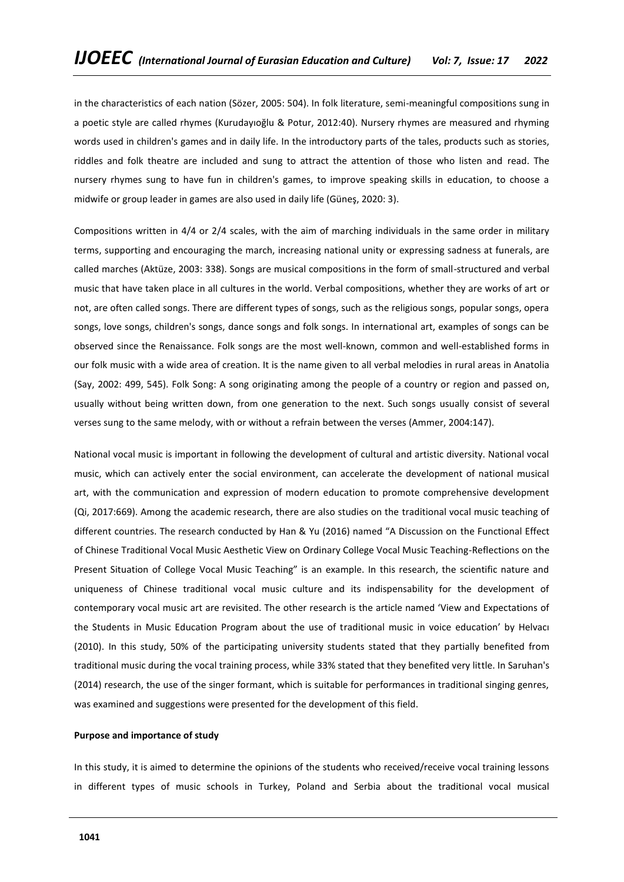in the characteristics of each nation (Sözer, 2005: 504). In folk literature, semi-meaningful compositions sung in a poetic style are called rhymes (Kurudayıoğlu & Potur, 2012:40). Nursery rhymes are measured and rhyming words used in children's games and in daily life. In the introductory parts of the tales, products such as stories, riddles and folk theatre are included and sung to attract the attention of those who listen and read. The nursery rhymes sung to have fun in children's games, to improve speaking skills in education, to choose a midwife or group leader in games are also used in daily life (Güneş, 2020: 3).

Compositions written in 4/4 or 2/4 scales, with the aim of marching individuals in the same order in military terms, supporting and encouraging the march, increasing national unity or expressing sadness at funerals, are called marches (Aktüze, 2003: 338). Songs are musical compositions in the form of small-structured and verbal music that have taken place in all cultures in the world. Verbal compositions, whether they are works of art or not, are often called songs. There are different types of songs, such as the religious songs, popular songs, opera songs, love songs, children's songs, dance songs and folk songs. In international art, examples of songs can be observed since the Renaissance. Folk songs are the most well-known, common and well-established forms in our folk music with a wide area of creation. It is the name given to all verbal melodies in rural areas in Anatolia (Say, 2002: 499, 545). Folk Song: A song originating among the people of a country or region and passed on, usually without being written down, from one generation to the next. Such songs usually consist of several verses sung to the same melody, with or without a refrain between the verses (Ammer, 2004:147).

National vocal music is important in following the development of cultural and artistic diversity. National vocal music, which can actively enter the social environment, can accelerate the development of national musical art, with the communication and expression of modern education to promote comprehensive development (Qi, 2017:669). Among the academic research, there are also studies on the traditional vocal music teaching of different countries. The research conducted by Han & Yu (2016) named "A Discussion on the Functional Effect of Chinese Traditional Vocal Music Aesthetic View on Ordinary College Vocal Music Teaching-Reflections on the Present Situation of College Vocal Music Teaching" is an example. In this research, the scientific nature and uniqueness of Chinese traditional vocal music culture and its indispensability for the development of contemporary vocal music art are revisited. The other research is the article named 'View and Expectations of the Students in Music Education Program about the use of traditional music in voice education' by Helvacı (2010). In this study, 50% of the participating university students stated that they partially benefited from traditional music during the vocal training process, while 33% stated that they benefited very little. In Saruhan's (2014) research, the use of the singer formant, which is suitable for performances in traditional singing genres, was examined and suggestions were presented for the development of this field.

**Purpose and importance of study**

In this study, it is aimed to determine the opinions of the students who received/receive vocal training lessons in different types of music schools in Turkey, Poland and Serbia about the traditional vocal musical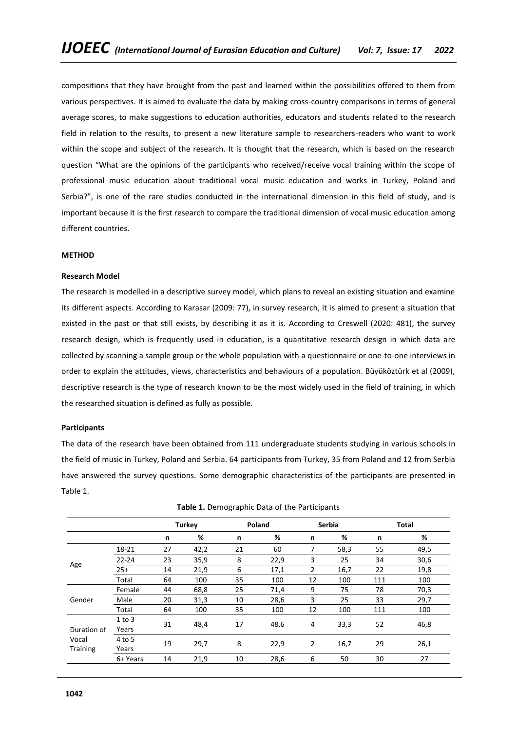compositions that they have brought from the past and learned within the possibilities offered to them from various perspectives. It is aimed to evaluate the data by making cross-country comparisons in terms of general average scores, to make suggestions to education authorities, educators and students related to the research field in relation to the results, to present a new literature sample to researchers-readers who want to work within the scope and subject of the research. It is thought that the research, which is based on the research question "What are the opinions of the participants who received/receive vocal training within the scope of professional music education about traditional vocal music education and works in Turkey, Poland and Serbia?", is one of the rare studies conducted in the international dimension in this field of study, and is important because it is the first research to compare the traditional dimension of vocal music education among different countries.

## METHOD

### Research Model

The research is modelled in a descriptive survey model, which plans to reveal an existing situation and examine its different aspects. According to Karasar (2009: 77), in survey research, it is aimed to present a situation that existed in the past or that still exists, by describing it as it is. According to Creswell (2020: 481), the survey research design, which is frequently used in education, is a quantitative research design in which data are collected by scanning a sample group or the whole population with a questionnaire or one-to-one interviews in order to explain the attitudes, views, characteristics and behaviours of a population. Büyüköztürk et al (2009), descriptive research is the type of research known to be the most widely used in the field of training, in which the researched situation is defined as fully as possible.

### Participants

The data of the research have been obtained from 111 undergraduate students studying in various schools in the field of music in Turkey, Poland and Serbia. 64 participants from Turkey, 35 from Poland and 12 from Serbia have answered the survey questions. Some demographic characteristics of the participants are presented in Table 1.

**Table 1.** Demographic Data of the Participants

| | | Turkey | | Poland | | Serbia | | Total | |
|---|---|---|---|---|---|---|---|---|---|
| | | n | % | n | % | n | % | n | % |
| Age | 18-21 | 27 | 42,2 | 21 | 60 | 7 | 58,3 | 55 | 49,5 |
| | 22-24 | 23 | 35,9 | 8 | 22,9 | 3 | 25 | 34 | 30,6 |
| | 25+ | 14 | 21,9 | 6 | 17,1 | 2 | 16,7 | 22 | 19,8 |
| | Total | 64 | 100 | 35 | 100 | 12 | 100 | 111 | 100 |
| Gender | Female | 44 | 68,8 | 25 | 71,4 | 9 | 75 | 78 | 70,3 |
| | Male | 20 | 31,3 | 10 | 28,6 | 3 | 25 | 33 | 29,7 |
| | Total | 64 | 100 | 35 | 100 | 12 | 100 | 111 | 100 |
| Duration of Vocal Training | 1 to 3 Years | 31 | 48,4 | 17 | 48,6 | 4 | 33,3 | 52 | 46,8 |
| | 4 to 5 Years | 19 | 29,7 | 8 | 22,9 | 2 | 16,7 | 29 | 26,1 |
| | 6+ Years | 14 | 21,9 | 10 | 28,6 | 6 | 50 | 30 | 27 |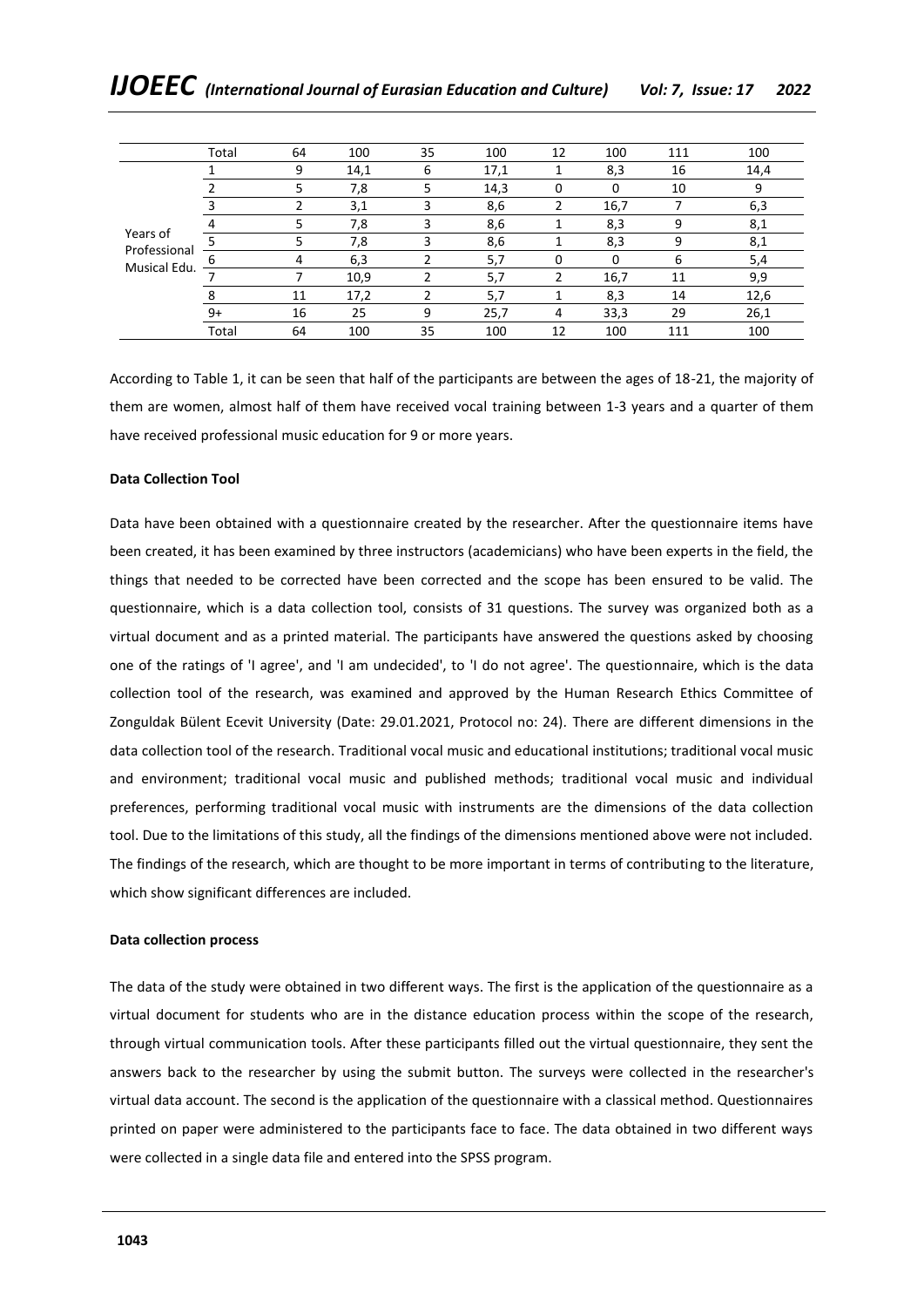| | Total | 64 | 100 | 35 | 100 | 12 | 100 | 111 | 100 |
|---|---|---|---|---|---|---|---|---|---|
| Years of Professional Musical Edu. | 1 | 9 | 14,1 | 6 | 17,1 | 1 | 8,3 | 16 | 14,4 |
| | 2 | 5 | 7,8 | 5 | 14,3 | 0 | 0 | 10 | 9 |
| | 3 | 2 | 3,1 | 3 | 8,6 | 2 | 16,7 | 7 | 6,3 |
| | 4 | 5 | 7,8 | 3 | 8,6 | 1 | 8,3 | 9 | 8,1 |
| | 5 | 5 | 7,8 | 3 | 8,6 | 1 | 8,3 | 9 | 8,1 |
| | 6 | 4 | 6,3 | 2 | 5,7 | 0 | 0 | 6 | 5,4 |
| | 7 | 7 | 10,9 | 2 | 5,7 | 2 | 16,7 | 11 | 9,9 |
| | 8 | 11 | 17,2 | 2 | 5,7 | 1 | 8,3 | 14 | 12,6 |
| | 9+ | 16 | 25 | 9 | 25,7 | 4 | 33,3 | 29 | 26,1 |
| | Total | 64 | 100 | 35 | 100 | 12 | 100 | 111 | 100 |

According to Table 1, it can be seen that half of the participants are between the ages of 18-21, the majority of them are women, almost half of them have received vocal training between 1-3 years and a quarter of them have received professional music education for 9 or more years.

**Data Collection Tool**

Data have been obtained with a questionnaire created by the researcher. After the questionnaire items have been created, it has been examined by three instructors (academicians) who have been experts in the field, the things that needed to be corrected have been corrected and the scope has been ensured to be valid. The questionnaire, which is a data collection tool, consists of 31 questions. The survey was organized both as a virtual document and as a printed material. The participants have answered the questions asked by choosing one of the ratings of 'I agree', and 'I am undecided', to 'I do not agree'. The questionnaire, which is the data collection tool of the research, was examined and approved by the Human Research Ethics Committee of Zonguldak Bülent Ecevit University (Date: 29.01.2021, Protocol no: 24). There are different dimensions in the data collection tool of the research. Traditional vocal music and educational institutions; traditional vocal music and environment; traditional vocal music and published methods; traditional vocal music and individual preferences, performing traditional vocal music with instruments are the dimensions of the data collection tool. Due to the limitations of this study, all the findings of the dimensions mentioned above were not included. The findings of the research, which are thought to be more important in terms of contributing to the literature, which show significant differences are included.

**Data collection process**

The data of the study were obtained in two different ways. The first is the application of the questionnaire as a virtual document for students who are in the distance education process within the scope of the research, through virtual communication tools. After these participants filled out the virtual questionnaire, they sent the answers back to the researcher by using the submit button. The surveys were collected in the researcher's virtual data account. The second is the application of the questionnaire with a classical method. Questionnaires printed on paper were administered to the participants face to face. The data obtained in two different ways were collected in a single data file and entered into the SPSS program.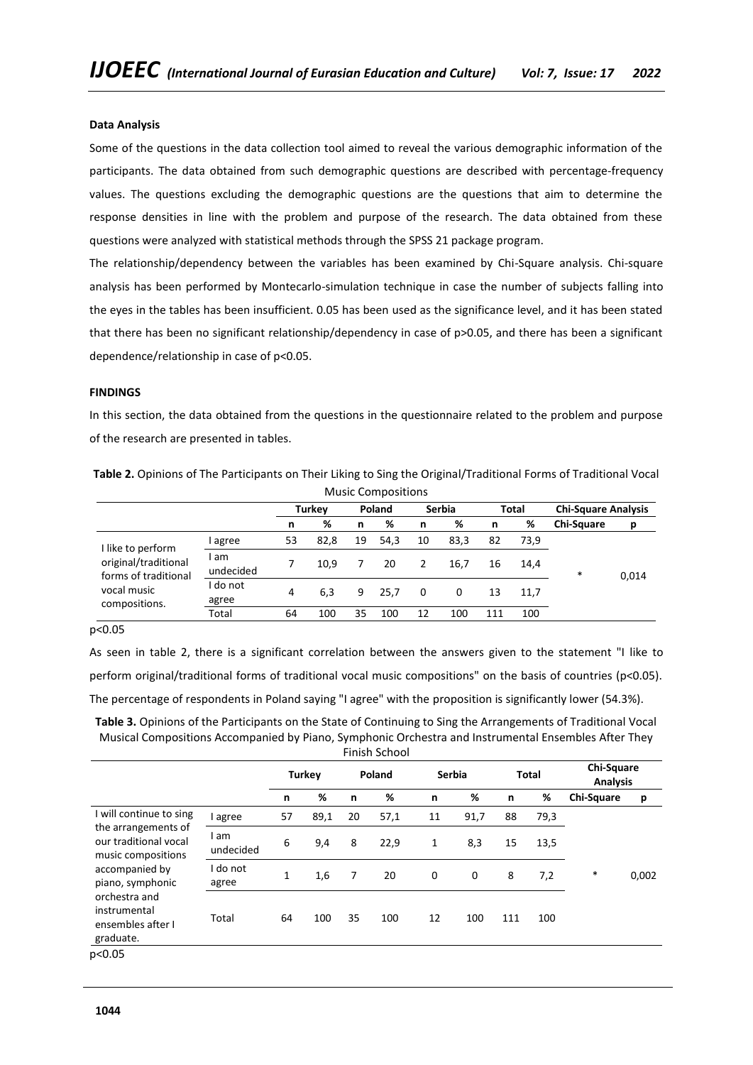**Data Analysis**

Some of the questions in the data collection tool aimed to reveal the various demographic information of the participants. The data obtained from such demographic questions are described with percentage-frequency values. The questions excluding the demographic questions are the questions that aim to determine the response densities in line with the problem and purpose of the research. The data obtained from these questions were analyzed with statistical methods through the SPSS 21 package program.

The relationship/dependency between the variables has been examined by Chi-Square analysis. Chi-square analysis has been performed by Montecarlo-simulation technique in case the number of subjects falling into the eyes in the tables has been insufficient. 0.05 has been used as the significance level, and it has been stated that there has been no significant relationship/dependency in case of $p>0.05$, and there has been a significant dependence/relationship in case of $p<0.05$.

**FINDINGS**

In this section, the data obtained from the questions in the questionnaire related to the problem and purpose of the research are presented in tables.

**Table 2.** Opinions of The Participants on Their Liking to Sing the Original/Traditional Forms of Traditional Vocal Music Compositions

| | | Turkey | | Poland | | Serbia | | Total | | Chi-Square Analysis | |
|---|---|---|---|---|---|---|---|---|---|---|---|
| | | n | % | n | % | n | % | n | % | Chi-Square | p |
| I like to perform original/traditional forms of traditional vocal music compositions. | I agree | 53 | 82,8 | 19 | 54,3 | 10 | 83,3 | 82 | 73,9 | * | 0,014 |
| | I am undecided | 7 | 10,9 | 7 | 20 | 2 | 16,7 | 16 | 14,4 | | |
| | I do not agree | 4 | 6,3 | 9 | 25,7 | 0 | 0 | 13 | 11,7 | | |
| | Total | 64 | 100 | 35 | 100 | 12 | 100 | 111 | 100 | | |

$p<0.05$

As seen in table 2, there is a significant correlation between the answers given to the statement "I like to perform original/traditional forms of traditional vocal music compositions" on the basis of countries ($p<0.05$). The percentage of respondents in Poland saying "I agree" with the proposition is significantly lower (54.3%).

**Table 3.** Opinions of the Participants on the State of Continuing to Sing the Arrangements of Traditional Vocal Musical Compositions Accompanied by Piano, Symphonic Orchestra and Instrumental Ensembles After They Finish School

| | | Turkey | | Poland | | Serbia | | Total | | Chi-Square Analysis | |
|---|---|---|---|---|---|---|---|---|---|---|---|
| | | n | % | n | % | n | % | n | % | Chi-Square | p |
| I will continue to sing the arrangements of our traditional vocal music compositions accompanied by piano, symphonic orchestra and instrumental ensembles after I graduate. | I agree | 57 | 89,1 | 20 | 57,1 | 11 | 91,7 | 88 | 79,3 | * | 0,002 |
| | I am undecided | 6 | 9,4 | 8 | 22,9 | 1 | 8,3 | 15 | 13,5 | | |
| | I do not agree | 1 | 1,6 | 7 | 20 | 0 | 0 | 8 | 7,2 | | |
| | Total | 64 | 100 | 35 | 100 | 12 | 100 | 111 | 100 | | |

$p<0.05$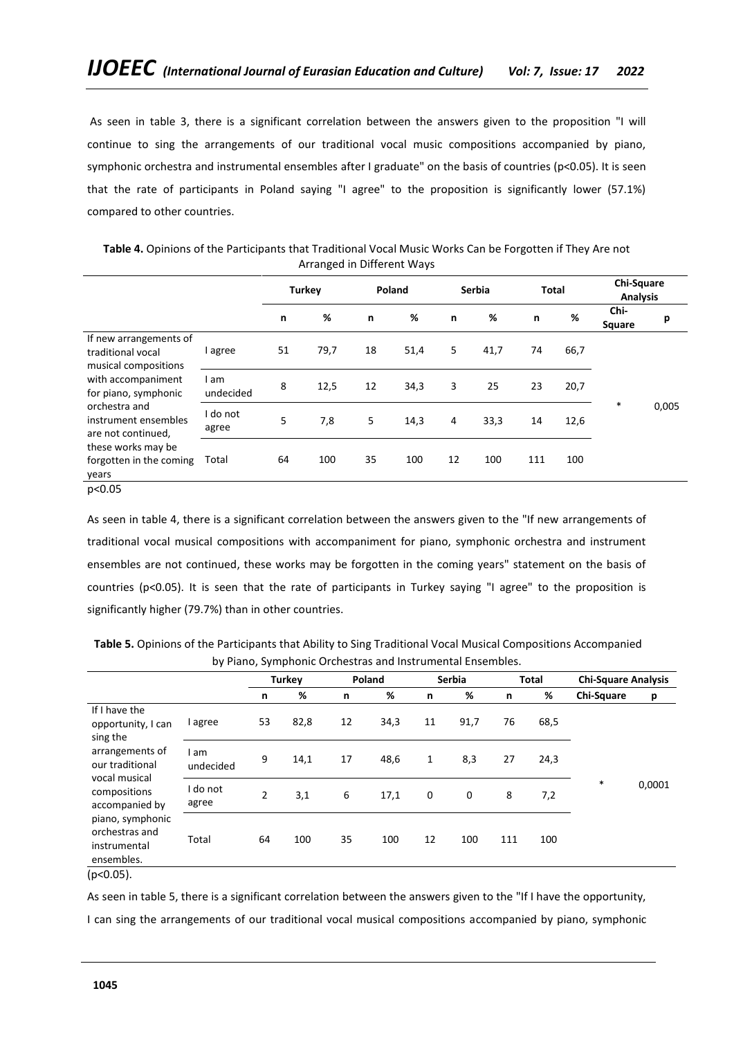As seen in table 3, there is a significant correlation between the answers given to the proposition "I will continue to sing the arrangements of our traditional vocal music compositions accompanied by piano, symphonic orchestra and instrumental ensembles after I graduate" on the basis of countries ($p<0.05$). It is seen that the rate of participants in Poland saying "I agree" to the proposition is significantly lower (57.1%) compared to other countries.

**Table 4.** Opinions of the Participants that Traditional Vocal Music Works Can be Forgotten if They Are not Arranged in Different Ways

| | | Turkey | | Poland | | Serbia | | Total | | Chi-Square Analysis | |
|---|---|---|---|---|---|---|---|---|---|---|---|
| | | n | % | n | % | n | % | n | % | Chi-Square | p |
| If new arrangements of traditional vocal musical compositions with accompaniment for piano, symphonic orchestra and instrument ensembles are not continued, these works may be forgotten in the coming years | I agree | 51 | 79,7 | 18 | 51,4 | 5 | 41,7 | 74 | 66,7 | * | 0,005 |
| | I am undecided | 8 | 12,5 | 12 | 34,3 | 3 | 25 | 23 | 20,7 | | |
| | I do not agree | 5 | 7,8 | 5 | 14,3 | 4 | 33,3 | 14 | 12,6 | | |
| | Total | 64 | 100 | 35 | 100 | 12 | 100 | 111 | 100 | | |

$p<0.05$

As seen in table 4, there is a significant correlation between the answers given to the "If new arrangements of traditional vocal musical compositions with accompaniment for piano, symphonic orchestra and instrument ensembles are not continued, these works may be forgotten in the coming years" statement on the basis of countries ($p<0.05$). It is seen that the rate of participants in Turkey saying "I agree" to the proposition is significantly higher (79.7%) than in other countries.

**Table 5.** Opinions of the Participants that Ability to Sing Traditional Vocal Musical Compositions Accompanied by Piano, Symphonic Orchestras and Instrumental Ensembles.

| | | Turkey | | Poland | | Serbia | | Total | | Chi-Square Analysis | |
|---|---|---|---|---|---|---|---|---|---|---|---|
| | | n | % | n | % | n | % | n | % | Chi-Square | p |
| If I have the opportunity, I can sing the arrangements of our traditional vocal musical compositions accompanied by piano, symphonic orchestras and instrumental ensembles. | I agree | 53 | 82,8 | 12 | 34,3 | 11 | 91,7 | 76 | 68,5 | * | 0,0001 |
| | I am undecided | 9 | 14,1 | 17 | 48,6 | 1 | 8,3 | 27 | 24,3 | | |
| | I do not agree | 2 | 3,1 | 6 | 17,1 | 0 | 0 | 8 | 7,2 | | |
| | Total | 64 | 100 | 35 | 100 | 12 | 100 | 111 | 100 | | |

($p<0.05$).

As seen in table 5, there is a significant correlation between the answers given to the "If I have the opportunity, I can sing the arrangements of our traditional vocal musical compositions accompanied by piano, symphonic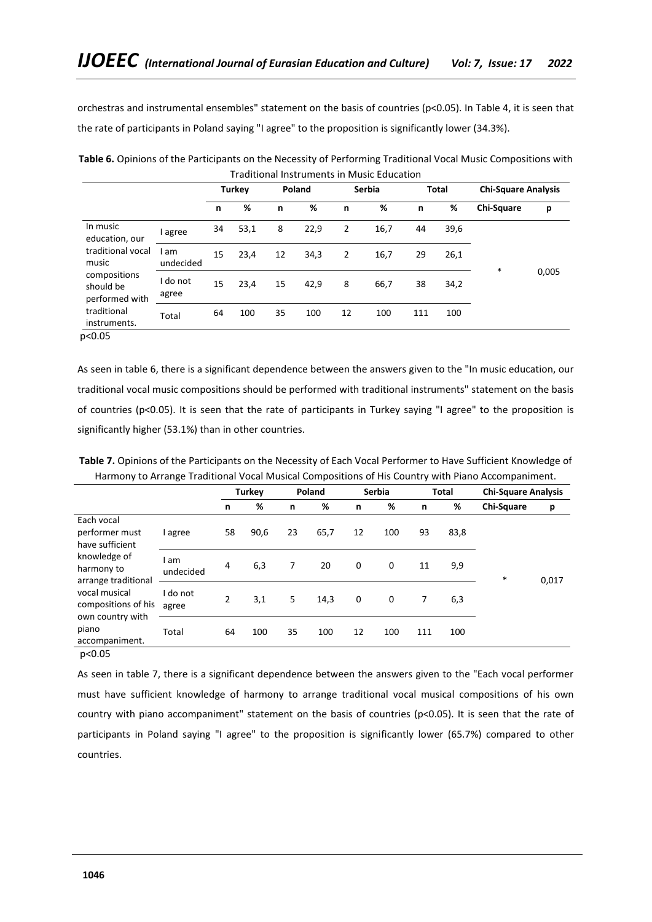orchestras and instrumental ensembles" statement on the basis of countries ($p<0.05$). In Table 4, it is seen that the rate of participants in Poland saying "I agree" to the proposition is significantly lower (34.3%).

**Table 6.** Opinions of the Participants on the Necessity of Performing Traditional Vocal Music Compositions with Traditional Instruments in Music Education

| | | Turkey | | Poland | | Serbia | | Total | | Chi-Square Analysis | |
|---|---|---|---|---|---|---|---|---|---|---|---|
| | | n | % | n | % | n | % | n | % | Chi-Square | p |
| In music education, our traditional vocal music compositions should be performed with traditional instruments. | I agree | 34 | 53,1 | 8 | 22,9 | 2 | 16,7 | 44 | 39,6 | * | 0,005 |
| | I am undecided | 15 | 23,4 | 12 | 34,3 | 2 | 16,7 | 29 | 26,1 | | |
| | I do not agree | 15 | 23,4 | 15 | 42,9 | 8 | 66,7 | 38 | 34,2 | | |
| | Total | 64 | 100 | 35 | 100 | 12 | 100 | 111 | 100 | | |

$p<0.05$

As seen in table 6, there is a significant dependence between the answers given to the "In music education, our traditional vocal music compositions should be performed with traditional instruments" statement on the basis of countries ($p<0.05$). It is seen that the rate of participants in Turkey saying "I agree" to the proposition is significantly higher (53.1%) than in other countries.

**Table 7.** Opinions of the Participants on the Necessity of Each Vocal Performer to Have Sufficient Knowledge of Harmony to Arrange Traditional Vocal Musical Compositions of His Country with Piano Accompaniment.

| | | Turkey | | Poland | | Serbia | | Total | | Chi-Square Analysis | |
|---|---|---|---|---|---|---|---|---|---|---|---|
| | | n | % | n | % | n | % | n | % | Chi-Square | p |
| Each vocal performer must have sufficient knowledge of harmony to arrange traditional vocal musical compositions of his own country with piano accompaniment. | I agree | 58 | 90,6 | 23 | 65,7 | 12 | 100 | 93 | 83,8 | * | 0,017 |
| | I am undecided | 4 | 6,3 | 7 | 20 | 0 | 0 | 11 | 9,9 | | |
| | I do not agree | 2 | 3,1 | 5 | 14,3 | 0 | 0 | 7 | 6,3 | | |
| | Total | 64 | 100 | 35 | 100 | 12 | 100 | 111 | 100 | | |

$p<0.05$

As seen in table 7, there is a significant dependence between the answers given to the "Each vocal performer must have sufficient knowledge of harmony to arrange traditional vocal musical compositions of his own country with piano accompaniment" statement on the basis of countries ($p<0.05$). It is seen that the rate of participants in Poland saying "I agree" to the proposition is significantly lower (65.7%) compared to other countries.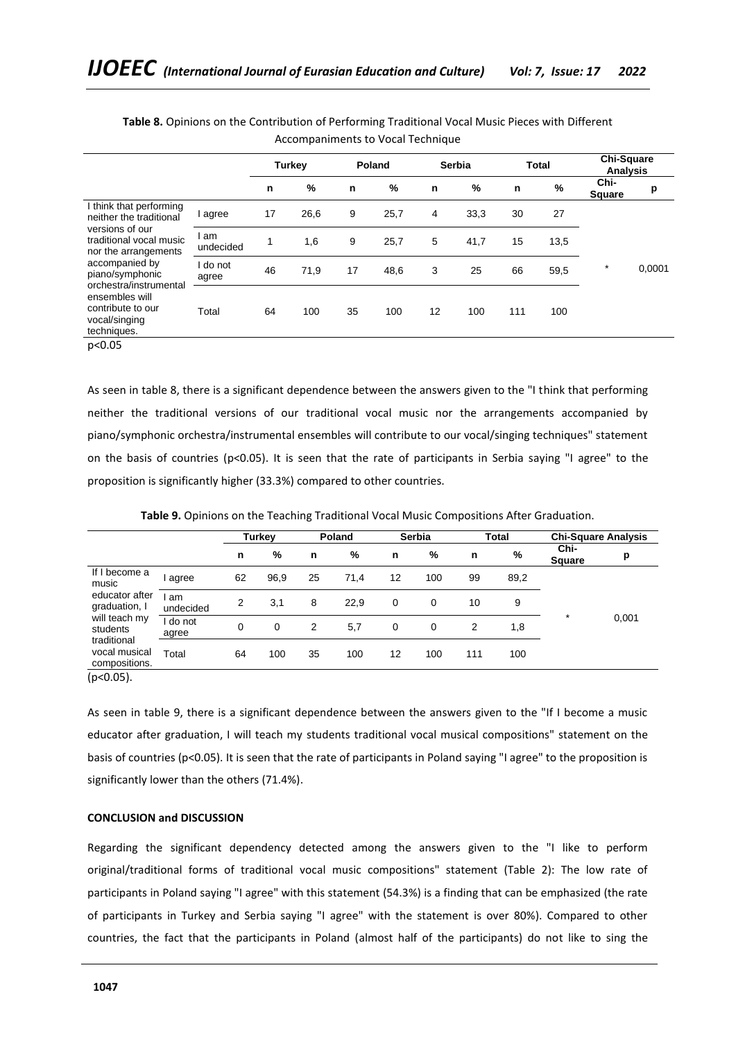**Table 8.** Opinions on the Contribution of Performing Traditional Vocal Music Pieces with Different Accompaniments to Vocal Technique

| | | Turkey | | Poland | | Serbia | | Total | | Chi-Square Analysis | |
|---|---|---|---|---|---|---|---|---|---|---|---|
| | | n | % | n | % | n | % | n | % | Chi-Square | p |
| I think that performing neither the traditional versions of our traditional vocal music nor the arrangements accompanied by piano/symphonic orchestra/instrumental ensembles will contribute to our vocal/singing techniques. | I agree | 17 | 26,6 | 9 | 25,7 | 4 | 33,3 | 30 | 27 | * | 0,0001 |
| | I am undecided | 1 | 1,6 | 9 | 25,7 | 5 | 41,7 | 15 | 13,5 | | |
| | I do not agree | 46 | 71,9 | 17 | 48,6 | 3 | 25 | 66 | 59,5 | | |
| | Total | 64 | 100 | 35 | 100 | 12 | 100 | 111 | 100 | | |

p<0.05

As seen in table 8, there is a significant dependence between the answers given to the "I think that performing neither the traditional versions of our traditional vocal music nor the arrangements accompanied by piano/symphonic orchestra/instrumental ensembles will contribute to our vocal/singing techniques" statement on the basis of countries ($p<0.05$). It is seen that the rate of participants in Serbia saying "I agree" to the proposition is significantly higher (33.3%) compared to other countries.

**Table 9.** Opinions on the Teaching Traditional Vocal Music Compositions After Graduation.

| | | Turkey | | Poland | | Serbia | | Total | | Chi-Square Analysis | |
|---|---|---|---|---|---|---|---|---|---|---|---|
| | | n | % | n | % | n | % | n | % | Chi-Square | p |
| If I become a music educator after graduation, I will teach my students traditional vocal musical compositions. | I agree | 62 | 96,9 | 25 | 71,4 | 12 | 100 | 99 | 89,2 | * | 0,001 |
| | I am undecided | 2 | 3,1 | 8 | 22,9 | 0 | 0 | 10 | 9 | | |
| | I do not agree | 0 | 0 | 2 | 5,7 | 0 | 0 | 2 | 1,8 | | |
| | Total | 64 | 100 | 35 | 100 | 12 | 100 | 111 | 100 | | |

($p<0.05$).

As seen in table 9, there is a significant dependence between the answers given to the "If I become a music educator after graduation, I will teach my students traditional vocal musical compositions" statement on the basis of countries ($p<0.05$). It is seen that the rate of participants in Poland saying "I agree" to the proposition is significantly lower than the others (71.4%).

**CONCLUSION and DISCUSSION**

Regarding the significant dependency detected among the answers given to the "I like to perform original/traditional forms of traditional vocal music compositions" statement (Table 2): The low rate of participants in Poland saying "I agree" with this statement (54.3%) is a finding that can be emphasized (the rate of participants in Turkey and Serbia saying "I agree" with the statement is over 80%). Compared to other countries, the fact that the participants in Poland (almost half of the participants) do not like to sing the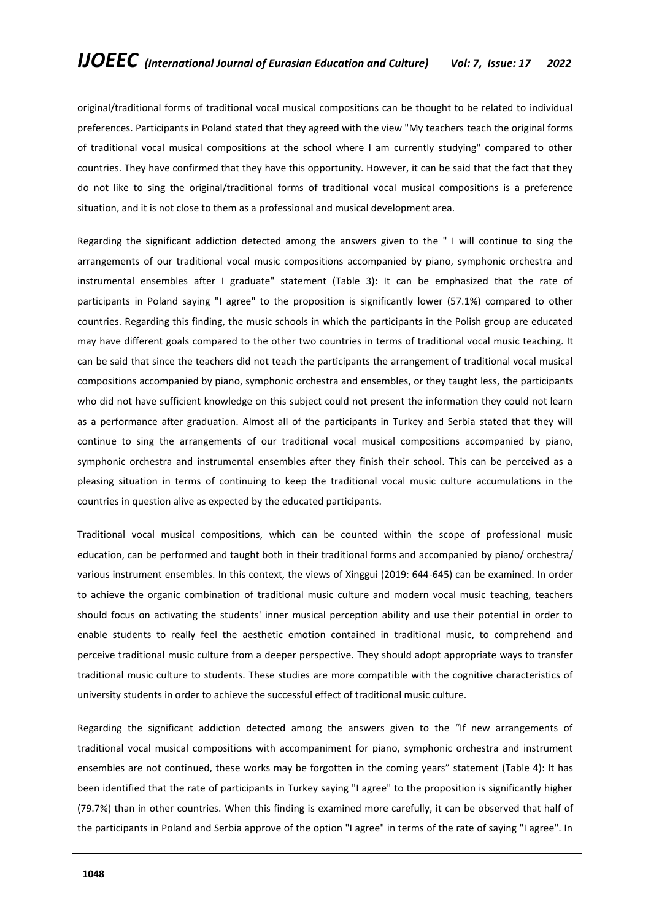original/traditional forms of traditional vocal musical compositions can be thought to be related to individual preferences. Participants in Poland stated that they agreed with the view "My teachers teach the original forms of traditional vocal musical compositions at the school where I am currently studying" compared to other countries. They have confirmed that they have this opportunity. However, it can be said that the fact that they do not like to sing the original/traditional forms of traditional vocal musical compositions is a preference situation, and it is not close to them as a professional and musical development area.

Regarding the significant addiction detected among the answers given to the " I will continue to sing the arrangements of our traditional vocal music compositions accompanied by piano, symphonic orchestra and instrumental ensembles after I graduate" statement (Table 3): It can be emphasized that the rate of participants in Poland saying "I agree" to the proposition is significantly lower (57.1%) compared to other countries. Regarding this finding, the music schools in which the participants in the Polish group are educated may have different goals compared to the other two countries in terms of traditional vocal music teaching. It can be said that since the teachers did not teach the participants the arrangement of traditional vocal musical compositions accompanied by piano, symphonic orchestra and ensembles, or they taught less, the participants who did not have sufficient knowledge on this subject could not present the information they could not learn as a performance after graduation. Almost all of the participants in Turkey and Serbia stated that they will continue to sing the arrangements of our traditional vocal musical compositions accompanied by piano, symphonic orchestra and instrumental ensembles after they finish their school. This can be perceived as a pleasing situation in terms of continuing to keep the traditional vocal music culture accumulations in the countries in question alive as expected by the educated participants.

Traditional vocal musical compositions, which can be counted within the scope of professional music education, can be performed and taught both in their traditional forms and accompanied by piano/ orchestra/ various instrument ensembles. In this context, the views of Xinggui (2019: 644-645) can be examined. In order to achieve the organic combination of traditional music culture and modern vocal music teaching, teachers should focus on activating the students' inner musical perception ability and use their potential in order to enable students to really feel the aesthetic emotion contained in traditional music, to comprehend and perceive traditional music culture from a deeper perspective. They should adopt appropriate ways to transfer traditional music culture to students. These studies are more compatible with the cognitive characteristics of university students in order to achieve the successful effect of traditional music culture.

Regarding the significant addiction detected among the answers given to the "If new arrangements of traditional vocal musical compositions with accompaniment for piano, symphonic orchestra and instrument ensembles are not continued, these works may be forgotten in the coming years" statement (Table 4): It has been identified that the rate of participants in Turkey saying "I agree" to the proposition is significantly higher (79.7%) than in other countries. When this finding is examined more carefully, it can be observed that half of the participants in Poland and Serbia approve of the option "I agree" in terms of the rate of saying "I agree". In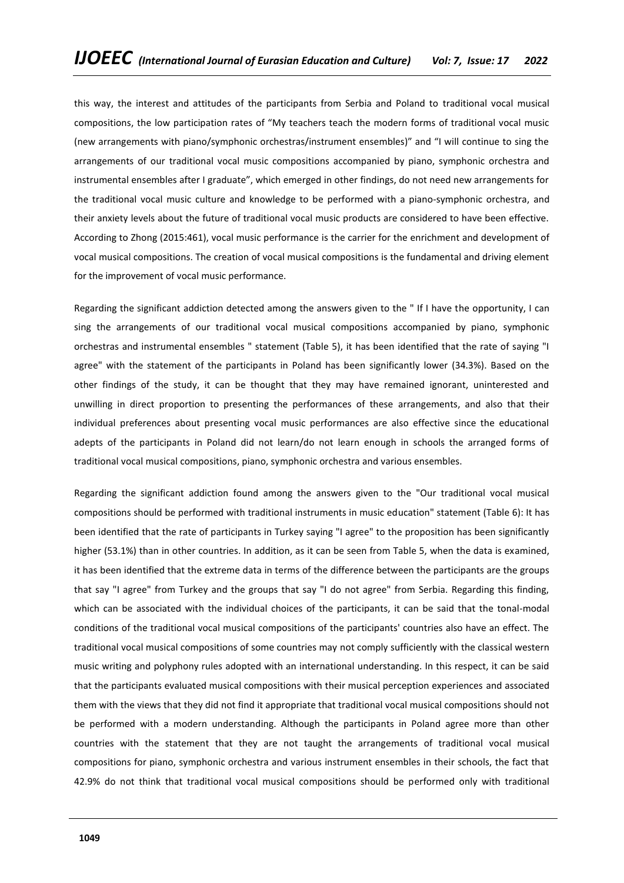this way, the interest and attitudes of the participants from Serbia and Poland to traditional vocal musical compositions, the low participation rates of "My teachers teach the modern forms of traditional vocal music (new arrangements with piano/symphonic orchestras/instrument ensembles)" and "I will continue to sing the arrangements of our traditional vocal music compositions accompanied by piano, symphonic orchestra and instrumental ensembles after I graduate", which emerged in other findings, do not need new arrangements for the traditional vocal music culture and knowledge to be performed with a piano-symphonic orchestra, and their anxiety levels about the future of traditional vocal music products are considered to have been effective. According to Zhong (2015:461), vocal music performance is the carrier for the enrichment and development of vocal musical compositions. The creation of vocal musical compositions is the fundamental and driving element for the improvement of vocal music performance.

Regarding the significant addiction detected among the answers given to the " If I have the opportunity, I can sing the arrangements of our traditional vocal musical compositions accompanied by piano, symphonic orchestras and instrumental ensembles " statement (Table 5), it has been identified that the rate of saying "I agree" with the statement of the participants in Poland has been significantly lower (34.3%). Based on the other findings of the study, it can be thought that they may have remained ignorant, uninterested and unwilling in direct proportion to presenting the performances of these arrangements, and also that their individual preferences about presenting vocal music performances are also effective since the educational adepts of the participants in Poland did not learn/do not learn enough in schools the arranged forms of traditional vocal musical compositions, piano, symphonic orchestra and various ensembles.

Regarding the significant addiction found among the answers given to the "Our traditional vocal musical compositions should be performed with traditional instruments in music education" statement (Table 6): It has been identified that the rate of participants in Turkey saying "I agree" to the proposition has been significantly higher (53.1%) than in other countries. In addition, as it can be seen from Table 5, when the data is examined, it has been identified that the extreme data in terms of the difference between the participants are the groups that say "I agree" from Turkey and the groups that say "I do not agree" from Serbia. Regarding this finding, which can be associated with the individual choices of the participants, it can be said that the tonal-modal conditions of the traditional vocal musical compositions of the participants' countries also have an effect. The traditional vocal musical compositions of some countries may not comply sufficiently with the classical western music writing and polyphony rules adopted with an international understanding. In this respect, it can be said that the participants evaluated musical compositions with their musical perception experiences and associated them with the views that they did not find it appropriate that traditional vocal musical compositions should not be performed with a modern understanding. Although the participants in Poland agree more than other countries with the statement that they are not taught the arrangements of traditional vocal musical compositions for piano, symphonic orchestra and various instrument ensembles in their schools, the fact that 42.9% do not think that traditional vocal musical compositions should be performed only with traditional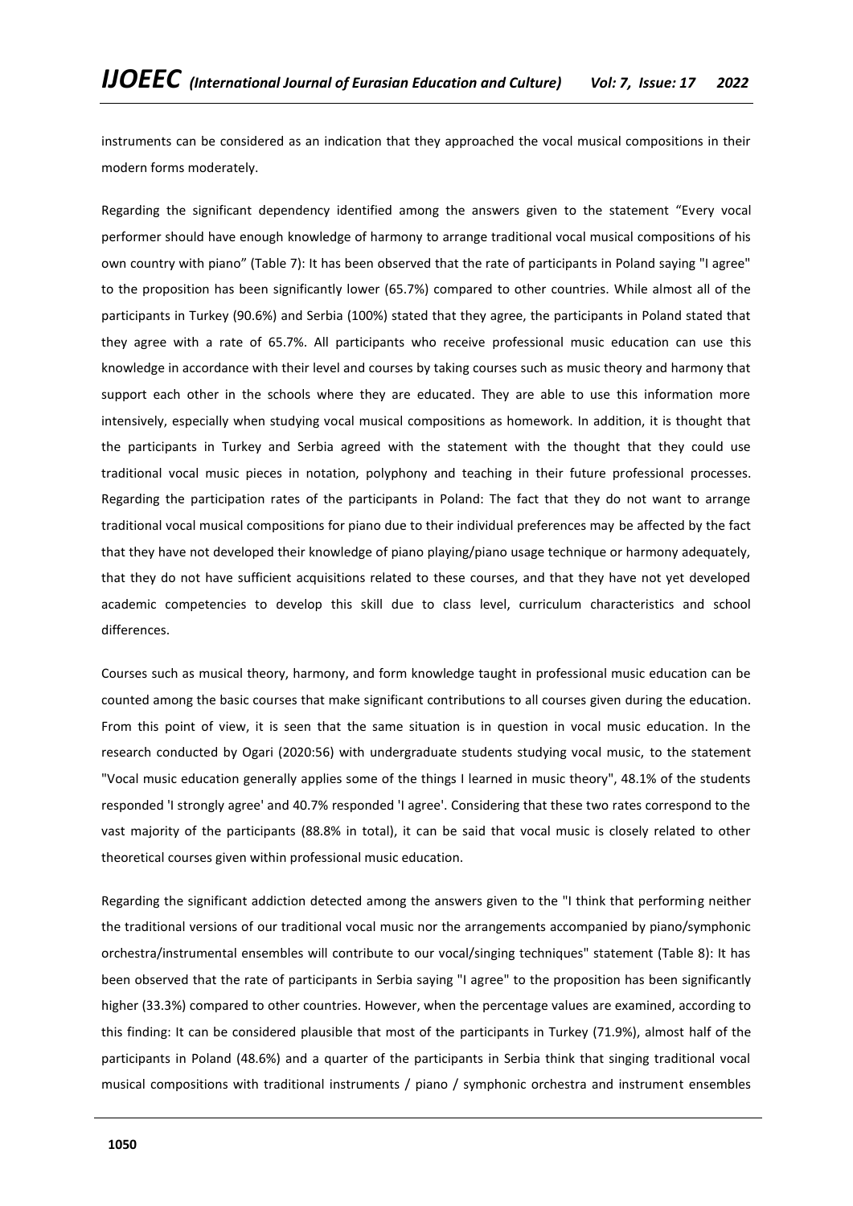instruments can be considered as an indication that they approached the vocal musical compositions in their modern forms moderately.

Regarding the significant dependency identified among the answers given to the statement "Every vocal performer should have enough knowledge of harmony to arrange traditional vocal musical compositions of his own country with piano" (Table 7): It has been observed that the rate of participants in Poland saying "I agree" to the proposition has been significantly lower (65.7%) compared to other countries. While almost all of the participants in Turkey (90.6%) and Serbia (100%) stated that they agree, the participants in Poland stated that they agree with a rate of 65.7%. All participants who receive professional music education can use this knowledge in accordance with their level and courses by taking courses such as music theory and harmony that support each other in the schools where they are educated. They are able to use this information more intensively, especially when studying vocal musical compositions as homework. In addition, it is thought that the participants in Turkey and Serbia agreed with the statement with the thought that they could use traditional vocal music pieces in notation, polyphony and teaching in their future professional processes. Regarding the participation rates of the participants in Poland: The fact that they do not want to arrange traditional vocal musical compositions for piano due to their individual preferences may be affected by the fact that they have not developed their knowledge of piano playing/piano usage technique or harmony adequately, that they do not have sufficient acquisitions related to these courses, and that they have not yet developed academic competencies to develop this skill due to class level, curriculum characteristics and school differences.

Courses such as musical theory, harmony, and form knowledge taught in professional music education can be counted among the basic courses that make significant contributions to all courses given during the education. From this point of view, it is seen that the same situation is in question in vocal music education. In the research conducted by Ogari (2020:56) with undergraduate students studying vocal music, to the statement "Vocal music education generally applies some of the things I learned in music theory", 48.1% of the students responded 'I strongly agree' and 40.7% responded 'I agree'. Considering that these two rates correspond to the vast majority of the participants (88.8% in total), it can be said that vocal music is closely related to other theoretical courses given within professional music education.

Regarding the significant addiction detected among the answers given to the "I think that performing neither the traditional versions of our traditional vocal music nor the arrangements accompanied by piano/symphonic orchestra/instrumental ensembles will contribute to our vocal/singing techniques" statement (Table 8): It has been observed that the rate of participants in Serbia saying "I agree" to the proposition has been significantly higher (33.3%) compared to other countries. However, when the percentage values are examined, according to this finding: It can be considered plausible that most of the participants in Turkey (71.9%), almost half of the participants in Poland (48.6%) and a quarter of the participants in Serbia think that singing traditional vocal musical compositions with traditional instruments / piano / symphonic orchestra and instrument ensembles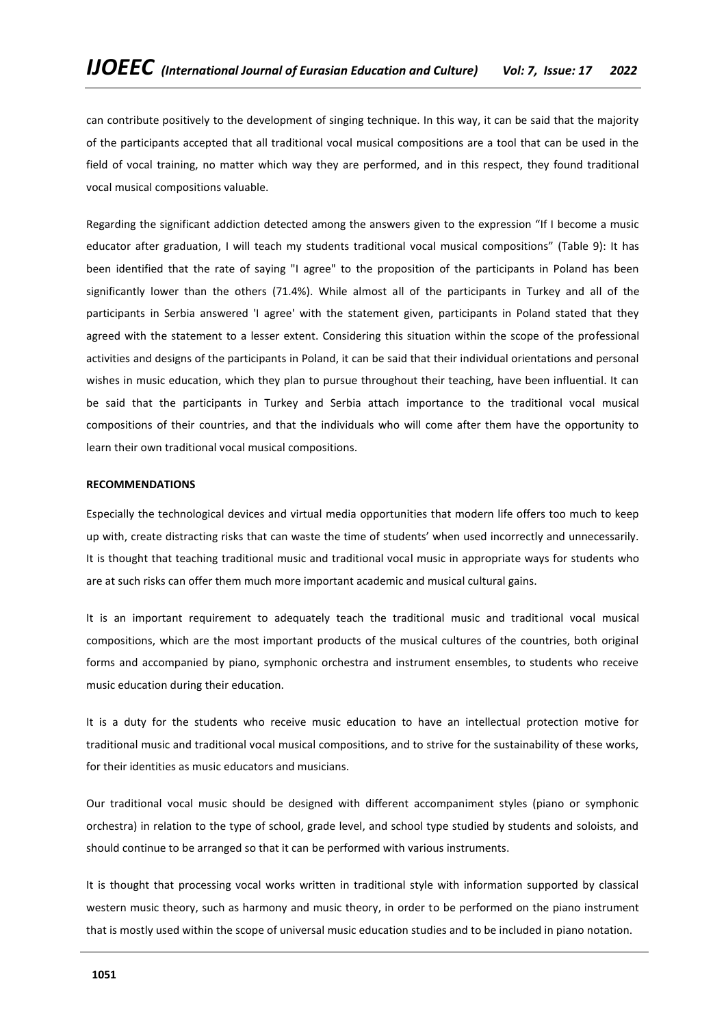can contribute positively to the development of singing technique. In this way, it can be said that the majority of the participants accepted that all traditional vocal musical compositions are a tool that can be used in the field of vocal training, no matter which way they are performed, and in this respect, they found traditional vocal musical compositions valuable.

Regarding the significant addiction detected among the answers given to the expression "If I become a music educator after graduation, I will teach my students traditional vocal musical compositions" (Table 9): It has been identified that the rate of saying "I agree" to the proposition of the participants in Poland has been significantly lower than the others (71.4%). While almost all of the participants in Turkey and all of the participants in Serbia answered 'I agree' with the statement given, participants in Poland stated that they agreed with the statement to a lesser extent. Considering this situation within the scope of the professional activities and designs of the participants in Poland, it can be said that their individual orientations and personal wishes in music education, which they plan to pursue throughout their teaching, have been influential. It can be said that the participants in Turkey and Serbia attach importance to the traditional vocal musical compositions of their countries, and that the individuals who will come after them have the opportunity to learn their own traditional vocal musical compositions.

**RECOMMENDATIONS**

Especially the technological devices and virtual media opportunities that modern life offers too much to keep up with, create distracting risks that can waste the time of students' when used incorrectly and unnecessarily. It is thought that teaching traditional music and traditional vocal music in appropriate ways for students who are at such risks can offer them much more important academic and musical cultural gains.

It is an important requirement to adequately teach the traditional music and traditional vocal musical compositions, which are the most important products of the musical cultures of the countries, both original forms and accompanied by piano, symphonic orchestra and instrument ensembles, to students who receive music education during their education.

It is a duty for the students who receive music education to have an intellectual protection motive for traditional music and traditional vocal musical compositions, and to strive for the sustainability of these works, for their identities as music educators and musicians.

Our traditional vocal music should be designed with different accompaniment styles (piano or symphonic orchestra) in relation to the type of school, grade level, and school type studied by students and soloists, and should continue to be arranged so that it can be performed with various instruments.

It is thought that processing vocal works written in traditional style with information supported by classical western music theory, such as harmony and music theory, in order to be performed on the piano instrument that is mostly used within the scope of universal music education studies and to be included in piano notation.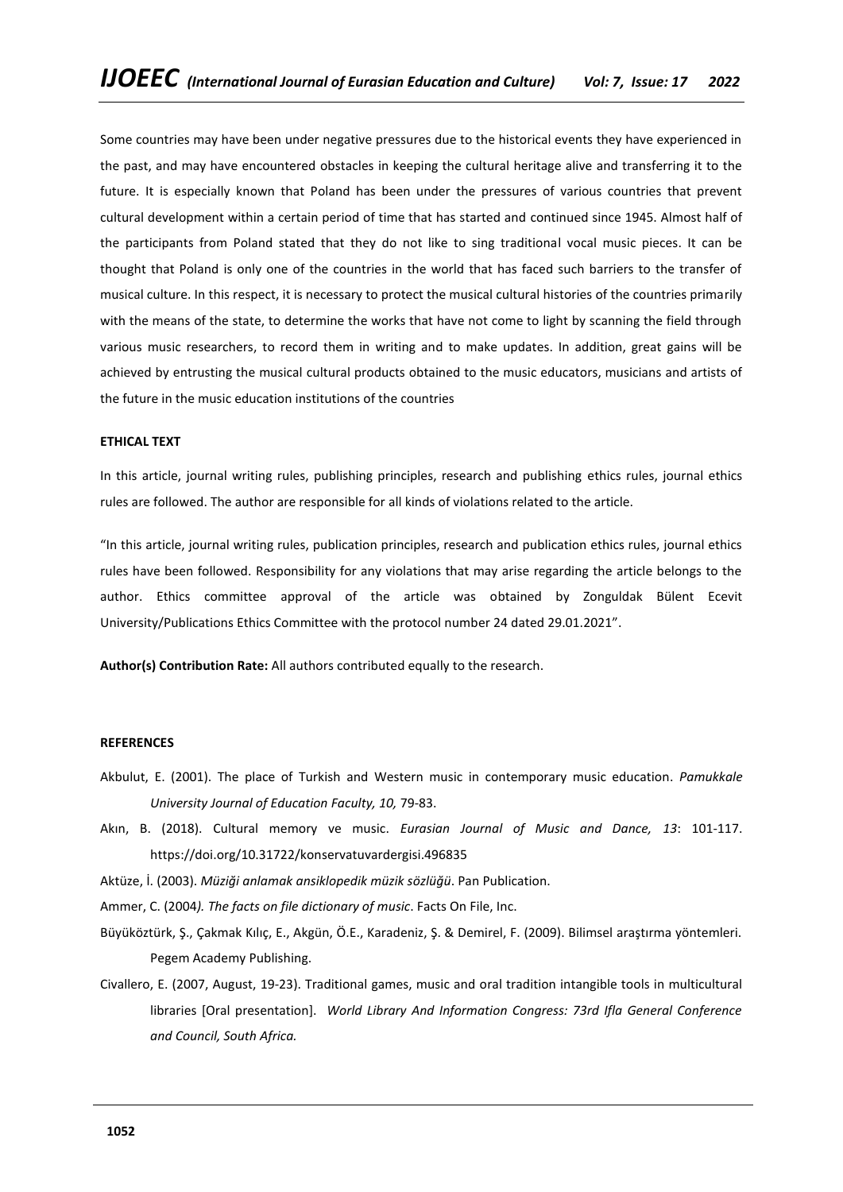Some countries may have been under negative pressures due to the historical events they have experienced in the past, and may have encountered obstacles in keeping the cultural heritage alive and transferring it to the future. It is especially known that Poland has been under the pressures of various countries that prevent cultural development within a certain period of time that has started and continued since 1945. Almost half of the participants from Poland stated that they do not like to sing traditional vocal music pieces. It can be thought that Poland is only one of the countries in the world that has faced such barriers to the transfer of musical culture. In this respect, it is necessary to protect the musical cultural histories of the countries primarily with the means of the state, to determine the works that have not come to light by scanning the field through various music researchers, to record them in writing and to make updates. In addition, great gains will be achieved by entrusting the musical cultural products obtained to the music educators, musicians and artists of the future in the music education institutions of the countries

**ETHICAL TEXT**

In this article, journal writing rules, publishing principles, research and publishing ethics rules, journal ethics rules are followed. The author are responsible for all kinds of violations related to the article.

"In this article, journal writing rules, publication principles, research and publication ethics rules, journal ethics rules have been followed. Responsibility for any violations that may arise regarding the article belongs to the author. Ethics committee approval of the article was obtained by Zonguldak Bülent Ecevit University/Publications Ethics Committee with the protocol number 24 dated 29.01.2021".

**Author(s) Contribution Rate:** All authors contributed equally to the research.

**REFERENCES**

Akbulut, E. (2001). The place of Turkish and Western music in contemporary music education. *Pamukkale University Journal of Education Faculty, 10,* 79-83.

Akın, B. (2018). Cultural memory ve music. *Eurasian Journal of Music and Dance, 13*: 101-117. https://doi.org/10.31722/konservatuvardergisi.496835

Aktüze, İ. (2003). *Müziği anlamak ansiklopedik müzik sözlüğü*. Pan Publication.

Ammer, C. (2004*). The facts on file dictionary of music*. Facts On File, Inc.

Büyüköztürk, Ş., Çakmak Kılıç, E., Akgün, Ö.E., Karadeniz, Ş. & Demirel, F. (2009). Bilimsel araştırma yöntemleri. Pegem Academy Publishing.

Civallero, E. (2007, August, 19-23). Traditional games, music and oral tradition intangible tools in multicultural libraries [Oral presentation]. *World Library And Information Congress: 73rd Ifla General Conference and Council, South Africa.*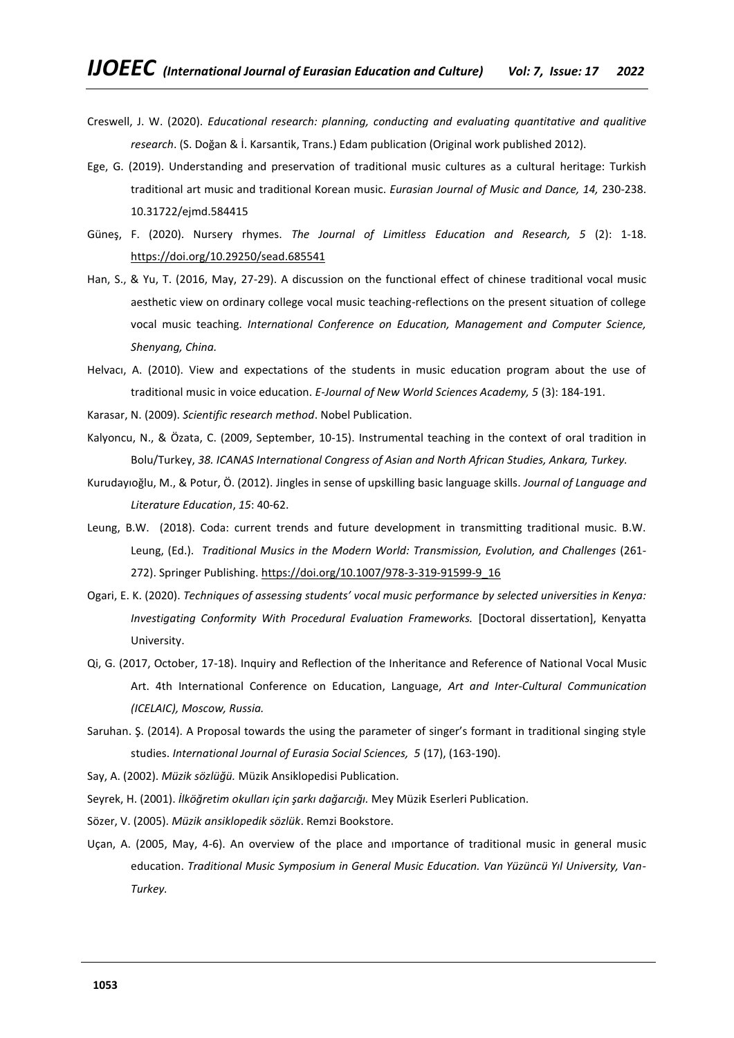Creswell, J. W. (2020). *Educational research: planning, conducting and evaluating quantitative and qualitive research*. (S. Doğan & İ. Karsantik, Trans.) Edam publication (Original work published 2012).

Ege, G. (2019). Understanding and preservation of traditional music cultures as a cultural heritage: Turkish traditional art music and traditional Korean music. *Eurasian Journal of Music and Dance, 14,* 230-238. 10.31722/ejmd.584415

Güneş, F. (2020). Nursery rhymes. *The Journal of Limitless Education and Research, 5* (2): 1-18. https://doi.org/10.29250/sead.685541

Han, S., & Yu, T. (2016, May, 27-29). A discussion on the functional effect of chinese traditional vocal music aesthetic view on ordinary college vocal music teaching-reflections on the present situation of college vocal music teaching. *International Conference on Education, Management and Computer Science, Shenyang, China.*

Helvacı, A. (2010). View and expectations of the students in music education program about the use of traditional music in voice education. *E-Journal of New World Sciences Academy, 5* (3): 184-191.

Karasar, N. (2009). *Scientific research method*. Nobel Publication.

Kalyoncu, N., & Özata, C. (2009, September, 10-15). Instrumental teaching in the context of oral tradition in Bolu/Turkey, *38. ICANAS International Congress of Asian and North African Studies, Ankara, Turkey.*

Kurudayıoğlu, M., & Potur, Ö. (2012). Jingles in sense of upskilling basic language skills. *Journal of Language and Literature Education*, *15*: 40-62.

Leung, B.W. (2018). Coda: current trends and future development in transmitting traditional music. B.W. Leung, (Ed.). *Traditional Musics in the Modern World: Transmission, Evolution, and Challenges* (261-272). Springer Publishing. https://doi.org/10.1007/978-3-319-91599-9_16

Ogari, E. K. (2020). *Techniques of assessing students' vocal music performance by selected universities in Kenya: Investigating Conformity With Procedural Evaluation Frameworks.* [Doctoral dissertation], Kenyatta University.

Qi, G. (2017, October, 17-18). Inquiry and Reflection of the Inheritance and Reference of National Vocal Music Art. 4th International Conference on Education, Language, *Art and Inter-Cultural Communication (ICELAIC), Moscow, Russia.*

Saruhan. Ş. (2014). A Proposal towards the using the parameter of singer's formant in traditional singing style studies. *International Journal of Eurasia Social Sciences, 5* (17), (163-190).

Say, A. (2002). *Müzik sözlüğü.* Müzik Ansiklopedisi Publication.

Seyrek, H. (2001). *İlköğretim okulları için şarkı dağarcığı.* Mey Müzik Eserleri Publication.

Sözer, V. (2005). *Müzik ansiklopedik sözlük*. Remzi Bookstore.

Uçan, A. (2005, May, 4-6). An overview of the place and ımportance of traditional music in general music education. *Traditional Music Symposium in General Music Education. Van Yüzüncü Yıl University, Van-Turkey.*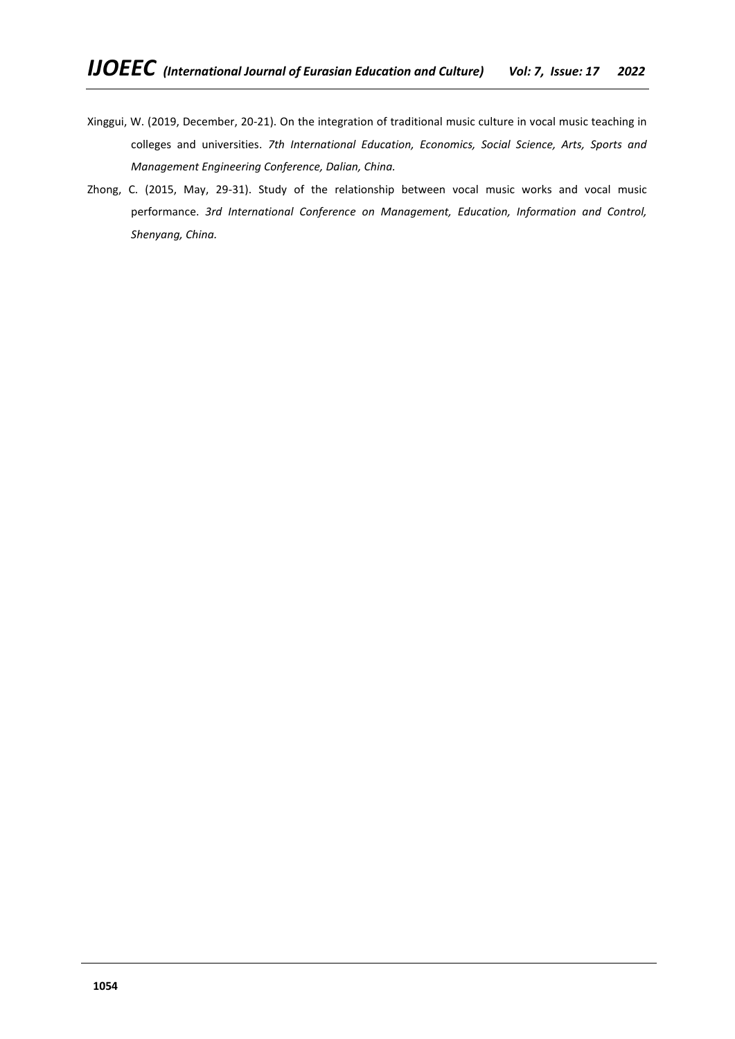Xinggui, W. (2019, December, 20-21). On the integration of traditional music culture in vocal music teaching in colleges and universities. *7th International Education, Economics, Social Science, Arts, Sports and Management Engineering Conference, Dalian, China.*

Zhong, C. (2015, May, 29-31). Study of the relationship between vocal music works and vocal music performance. *3rd International Conference on Management, Education, Information and Control, Shenyang, China.*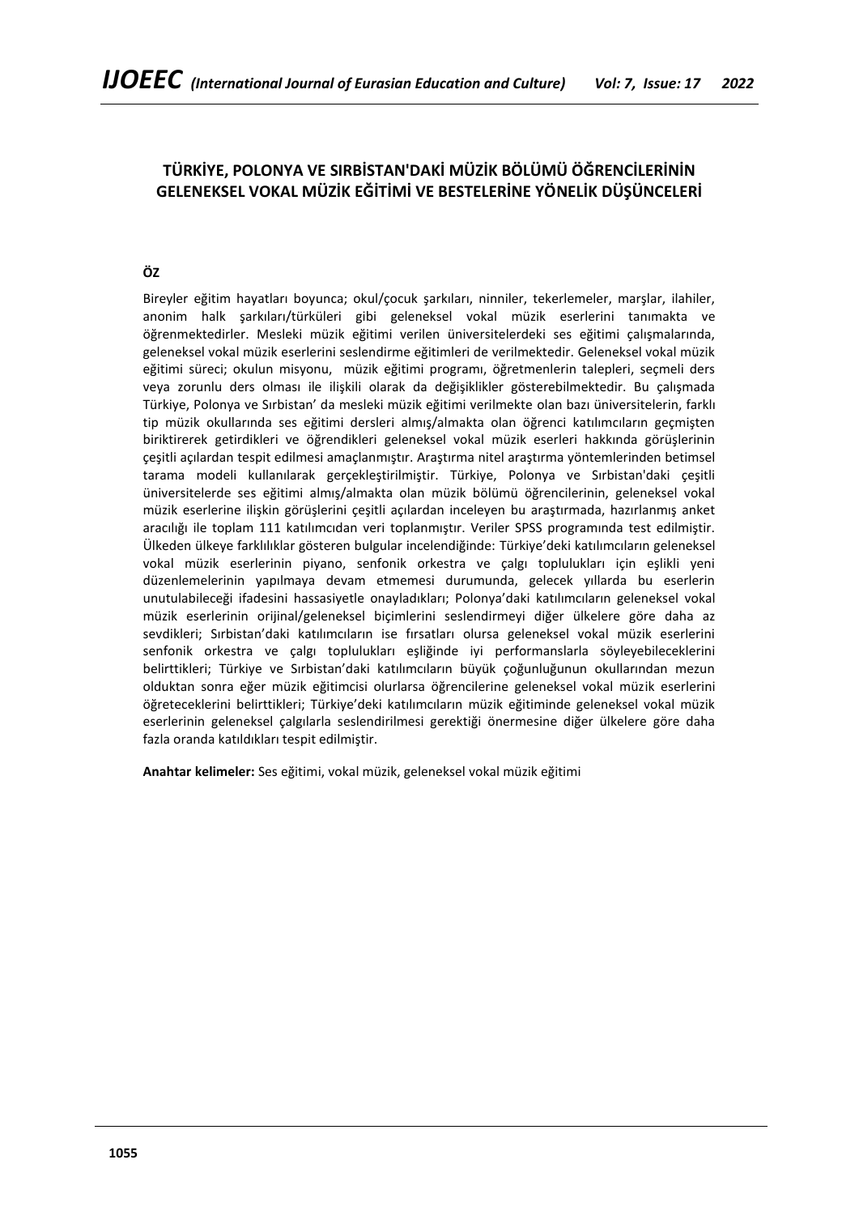## TÜRKİYE, POLONYA VE SIRBİSTAN'DAKİ MÜZİK BÖLÜMÜ ÖĞRENCİLERİNİN GELENEKSEL VOKAL MÜZİK EĞİTİMİ VE BESTELERİNE YÖNELİK DÜŞÜNCELERİ

### ÖZ

Bireyler eğitim hayatları boyunca; okul/çocuk şarkıları, ninniler, tekerlemeler, marşlar, ilahiler, anonim halk şarkıları/türküleri gibi geleneksel vokal müzik eserlerini tanımakta ve öğrenmektedirler. Mesleki müzik eğitimi verilen üniversitelerdeki ses eğitimi çalışmalarında, geleneksel vokal müzik eserlerini seslendirme eğitimleri de verilmektedir. Geleneksel vokal müzik eğitimi süreci; okulun misyonu, müzik eğitimi programı, öğretmenlerin talepleri, seçmeli ders veya zorunlu ders olması ile ilişkili olarak da değişiklikler gösterebilmektedir. Bu çalışmada Türkiye, Polonya ve Sırbistan' da mesleki müzik eğitimi verilmekte olan bazı üniversitelerin, farklı tip müzik okullarında ses eğitimi dersleri almış/almakta olan öğrenci katılımcıların geçmişten biriktirerek getirdikleri ve öğrendikleri geleneksel vokal müzik eserleri hakkında görüşlerinin çeşitli açılardan tespit edilmesi amaçlanmıştır. Araştırma nitel araştırma yöntemlerinden betimsel tarama modeli kullanılarak gerçekleştirilmiştir. Türkiye, Polonya ve Sırbistan'daki çeşitli üniversitelerde ses eğitimi almış/almakta olan müzik bölümü öğrencilerinin, geleneksel vokal müzik eserlerine ilişkin görüşlerini çeşitli açılardan inceleyen bu araştırmada, hazırlanmış anket aracılığı ile toplam 111 katılımcıdan veri toplanmıştır. Veriler SPSS programında test edilmiştir. Ülkeden ülkeye farklılıklar gösteren bulgular incelendiğinde: Türkiye'deki katılımcıların geleneksel vokal müzik eserlerinin piyano, senfonik orkestra ve çalgı toplulukları için eşlikli yeni düzenlemelerinin yapılmaya devam etmemesi durumunda, gelecek yıllarda bu eserlerin unutulabileceği ifadesini hassasiyetle onayladıkları; Polonya'daki katılımcıların geleneksel vokal müzik eserlerinin orijinal/geleneksel biçimlerini seslendirmeyi diğer ülkelere göre daha az sevdikleri; Sırbistan'daki katılımcıların ise fırsatları olursa geleneksel vokal müzik eserlerini senfonik orkestra ve çalgı toplulukları eşliğinde iyi performanslarla söyleyebileceklerini belirttikleri; Türkiye ve Sırbistan'daki katılımcıların büyük çoğunluğunun okullarından mezun olduktan sonra eğer müzik eğitimcisi olurlarsa öğrencilerine geleneksel vokal müzik eserlerini öğreteceklerini belirttikleri; Türkiye'deki katılımcıların müzik eğitiminde geleneksel vokal müzik eserlerinin geleneksel çalgılarla seslendirilmesi gerektiği önermesine diğer ülkelere göre daha fazla oranda katıldıkları tespit edilmiştir.

**Anahtar kelimeler:** Ses eğitimi, vokal müzik, geleneksel vokal müzik eğitimi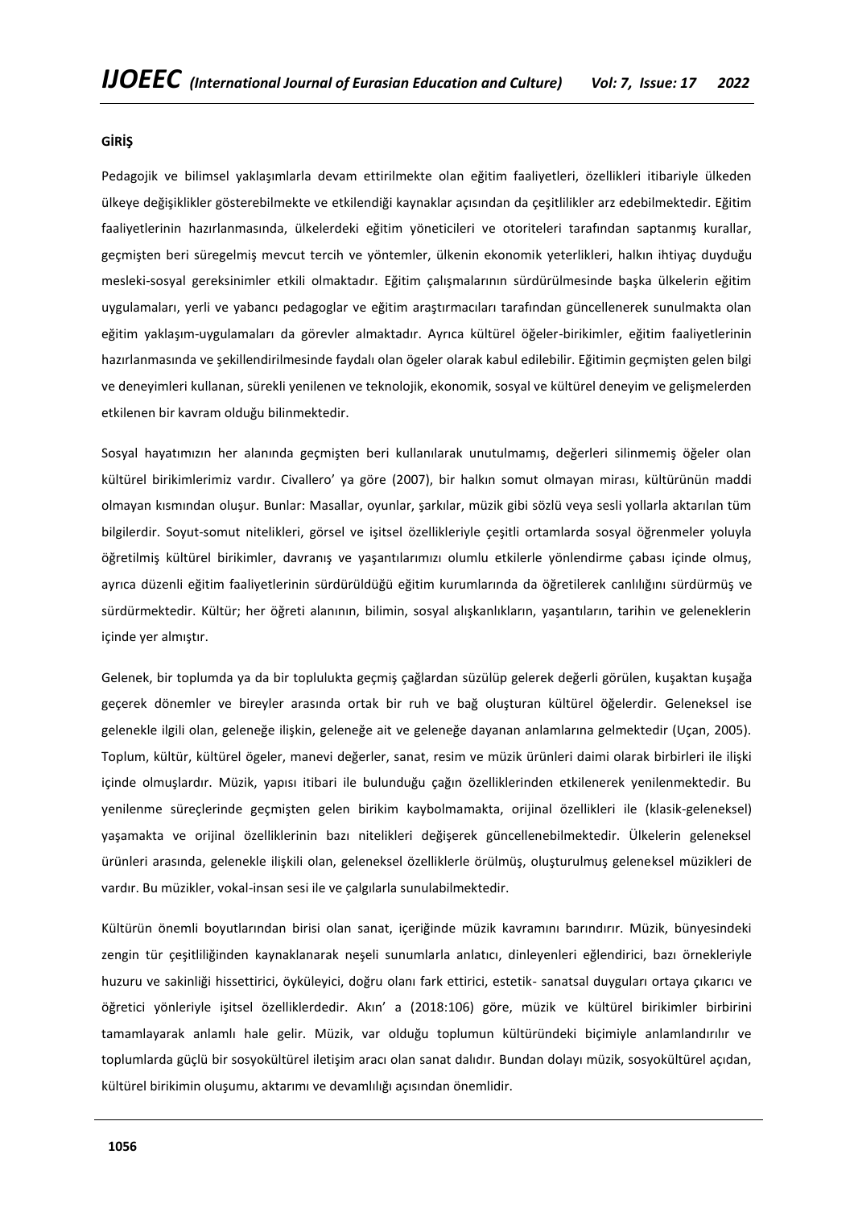**GİRİŞ**

Pedagojik ve bilimsel yaklaşımlarla devam ettirilmekte olan eğitim faaliyetleri, özellikleri itibariyle ülkeden ülkeye değişiklikler gösterebilmekte ve etkilendiği kaynaklar açısından da çeşitlilikler arz edebilmektedir. Eğitim faaliyetlerinin hazırlanmasında, ülkelerdeki eğitim yöneticileri ve otoriteleri tarafından saptanmış kurallar, geçmişten beri süregelmiş mevcut tercih ve yöntemler, ülkenin ekonomik yeterlikleri, halkın ihtiyaç duyduğu mesleki-sosyal gereksinimler etkili olmaktadır. Eğitim çalışmalarının sürdürülmesinde başka ülkelerin eğitim uygulamaları, yerli ve yabancı pedagoglar ve eğitim araştırmacıları tarafından güncellenerek sunulmakta olan eğitim yaklaşım-uygulamaları da görevler almaktadır. Ayrıca kültürel öğeler-birikimler, eğitim faaliyetlerinin hazırlanmasında ve şekillendirilmesinde faydalı olan ögeler olarak kabul edilebilir. Eğitimin geçmişten gelen bilgi ve deneyimleri kullanan, sürekli yenilenen ve teknolojik, ekonomik, sosyal ve kültürel deneyim ve gelişmelerden etkilenen bir kavram olduğu bilinmektedir.

Sosyal hayatımızın her alanında geçmişten beri kullanılarak unutulmamış, değerleri silinmemiş öğeler olan kültürel birikimlerimiz vardır. Civallero' ya göre (2007), bir halkın somut olmayan mirası, kültürünün maddi olmayan kısmından oluşur. Bunlar: Masallar, oyunlar, şarkılar, müzik gibi sözlü veya sesli yollarla aktarılan tüm bilgilerdir. Soyut-somut nitelikleri, görsel ve işitsel özellikleriyle çeşitli ortamlarda sosyal öğrenmeler yoluyla öğretilmiş kültürel birikimler, davranış ve yaşantılarımızı olumlu etkilerle yönlendirme çabası içinde olmuş, ayrıca düzenli eğitim faaliyetlerinin sürdürüldüğü eğitim kurumlarında da öğretilerek canlılığını sürdürmüş ve sürdürmektedir. Kültür; her öğreti alanının, bilimin, sosyal alışkanlıkların, yaşantıların, tarihin ve geleneklerin içinde yer almıştır.

Gelenek, bir toplumda ya da bir toplulukta geçmiş çağlardan süzülüp gelerek değerli görülen, kuşaktan kuşağa geçerek dönemler ve bireyler arasında ortak bir ruh ve bağ oluşturan kültürel öğelerdir. Geleneksel ise gelenekle ilgili olan, geleneğe ilişkin, geleneğe ait ve geleneğe dayanan anlamlarına gelmektedir (Uçan, 2005). Toplum, kültür, kültürel ögeler, manevi değerler, sanat, resim ve müzik ürünleri daimi olarak birbirleri ile ilişki içinde olmuşlardır. Müzik, yapısı itibari ile bulunduğu çağın özelliklerinden etkilenerek yenilenmektedir. Bu yenilenme süreçlerinde geçmişten gelen birikim kaybolmamakta, orijinal özellikleri ile (klasik-geleneksel) yaşamakta ve orijinal özelliklerinin bazı nitelikleri değişerek güncellenebilmektedir. Ülkelerin geleneksel ürünleri arasında, gelenekle ilişkili olan, geleneksel özelliklerle örülmüş, oluşturulmuş geleneksel müzikleri de vardır. Bu müzikler, vokal-insan sesi ile ve çalgılarla sunulabilmektedir.

Kültürün önemli boyutlarından birisi olan sanat, içeriğinde müzik kavramını barındırır. Müzik, bünyesindeki zengin tür çeşitliliğinden kaynaklanarak neşeli sunumlarla anlatıcı, dinleyenleri eğlendirici, bazı örnekleriyle huzuru ve sakinliği hissettirici, öyküleyici, doğru olanı fark ettirici, estetik- sanatsal duyguları ortaya çıkarıcı ve öğretici yönleriyle işitsel özelliklerdedir. Akın' a (2018:106) göre, müzik ve kültürel birikimler birbirini tamamlayarak anlamlı hale gelir. Müzik, var olduğu toplumun kültüründeki biçimiyle anlamlandırılır ve toplumlarda güçlü bir sosyokültürel iletişim aracı olan sanat dalıdır. Bundan dolayı müzik, sosyokültürel açıdan, kültürel birikimin oluşumu, aktarımı ve devamlılığı açısından önemlidir.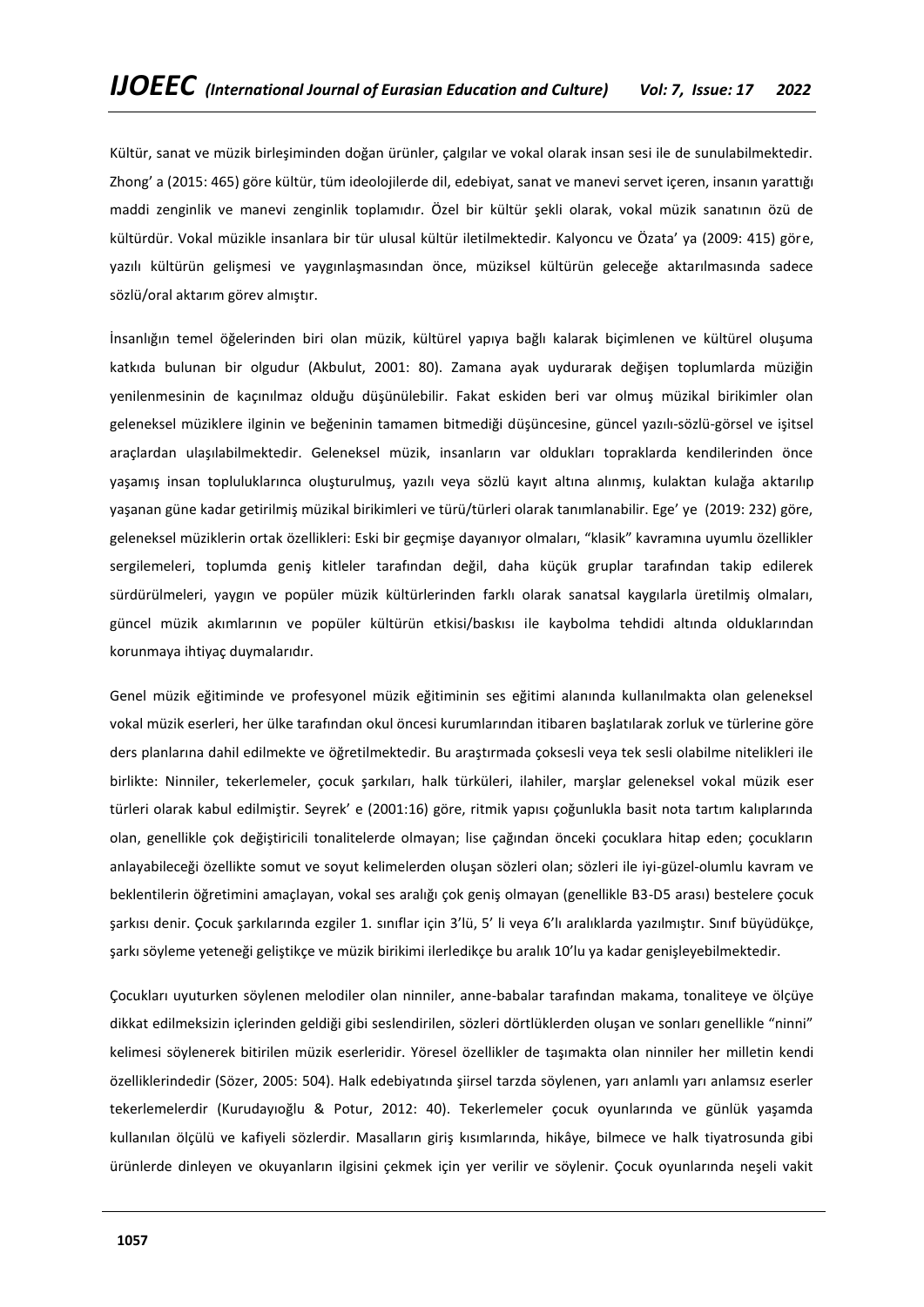Kültür, sanat ve müzik birleşiminden doğan ürünler, çalgılar ve vokal olarak insan sesi ile de sunulabilmektedir. Zhong' a (2015: 465) göre kültür, tüm ideolojilerde dil, edebiyat, sanat ve manevi servet içeren, insanın yarattığı maddi zenginlik ve manevi zenginlik toplamıdır. Özel bir kültür şekli olarak, vokal müzik sanatının özü de kültürdür. Vokal müzikle insanlara bir tür ulusal kültür iletilmektedir. Kalyoncu ve Özata' ya (2009: 415) göre, yazılı kültürün gelişmesi ve yaygınlaşmasından önce, müziksel kültürün geleceğe aktarılmasında sadece sözlü/oral aktarım görev almıştır.

İnsanlığın temel öğelerinden biri olan müzik, kültürel yapıya bağlı kalarak biçimlenen ve kültürel oluşuma katkıda bulunan bir olgudur (Akbulut, 2001: 80). Zamana ayak uydurarak değişen toplumlarda müziğin yenilenmesinin de kaçınılmaz olduğu düşünülebilir. Fakat eskiden beri var olmuş müzikal birikimler olan geleneksel müziklere ilginin ve beğeninin tamamen bitmediği düşüncesine, güncel yazılı-sözlü-görsel ve işitsel araçlardan ulaşılabilmektedir. Geleneksel müzik, insanların var oldukları topraklarda kendilerinden önce yaşamış insan topluluklarınca oluşturulmuş, yazılı veya sözlü kayıt altına alınmış, kulaktan kulağa aktarılıp yaşanan güne kadar getirilmiş müzikal birikimleri ve türü/türleri olarak tanımlanabilir. Ege' ye (2019: 232) göre, geleneksel müziklerin ortak özellikleri: Eski bir geçmişe dayanıyor olmaları, "klasik" kavramına uyumlu özellikler sergilemeleri, toplumda geniş kitleler tarafından değil, daha küçük gruplar tarafından takip edilerek sürdürülmeleri, yaygın ve popüler müzik kültürlerinden farklı olarak sanatsal kaygılarla üretilmiş olmaları, güncel müzik akımlarının ve popüler kültürün etkisi/baskısı ile kaybolma tehdidi altında olduklarından korunmaya ihtiyaç duymalarıdır.

Genel müzik eğitiminde ve profesyonel müzik eğitiminin ses eğitimi alanında kullanılmakta olan geleneksel vokal müzik eserleri, her ülke tarafından okul öncesi kurumlarından itibaren başlatılarak zorluk ve türlerine göre ders planlarına dahil edilmekte ve öğretilmektedir. Bu araştırmada çoksesli veya tek sesli olabilme nitelikleri ile birlikte: Ninniler, tekerlemeler, çocuk şarkıları, halk türküleri, ilahiler, marşlar geleneksel vokal müzik eser türleri olarak kabul edilmiştir. Seyrek' e (2001:16) göre, ritmik yapısı çoğunlukla basit nota tartım kalıplarında olan, genellikle çok değiştiricili tonalitelerde olmayan; lise çağından önceki çocuklara hitap eden; çocukların anlayabileceği özellikte somut ve soyut kelimelerden oluşan sözleri olan; sözleri ile iyi-güzel-olumlu kavram ve beklentilerin öğretimini amaçlayan, vokal ses aralığı çok geniş olmayan (genellikle B3-D5 arası) bestelere çocuk şarkısı denir. Çocuk şarkılarında ezgiler 1. sınıflar için 3'lü, 5' li veya 6'lı aralıklarda yazılmıştır. Sınıf büyüdükçe, şarkı söyleme yeteneği geliştikçe ve müzik birikimi ilerledikçe bu aralık 10'lu ya kadar genişleyebilmektedir.

Çocukları uyuturken söylenen melodiler olan ninniler, anne-babalar tarafından makama, tonaliteye ve ölçüye dikkat edilmeksizin içlerinden geldiği gibi seslendirilen, sözleri dörtlüklerden oluşan ve sonları genellikle "ninni" kelimesi söylenerek bitirilen müzik eserleridir. Yöresel özellikler de taşımakta olan ninniler her milletin kendi özelliklerindendir (Sözer, 2005: 504). Halk edebiyatında şiirsel tarzda söylenen, yarı anlamlı yarı anlamsız eserler tekerlemelerdir (Kurudayıoğlu & Potur, 2012: 40). Tekerlemeler çocuk oyunlarında ve günlük yaşamda kullanılan ölçülü ve kafiyeli sözlerdir. Masalların giriş kısımlarında, hikâye, bilmece ve halk tiyatrosunda gibi ürünlerde dinleyen ve okuyanların ilgisini çekmek için yer verilir ve söylenir. Çocuk oyunlarında neşeli vakit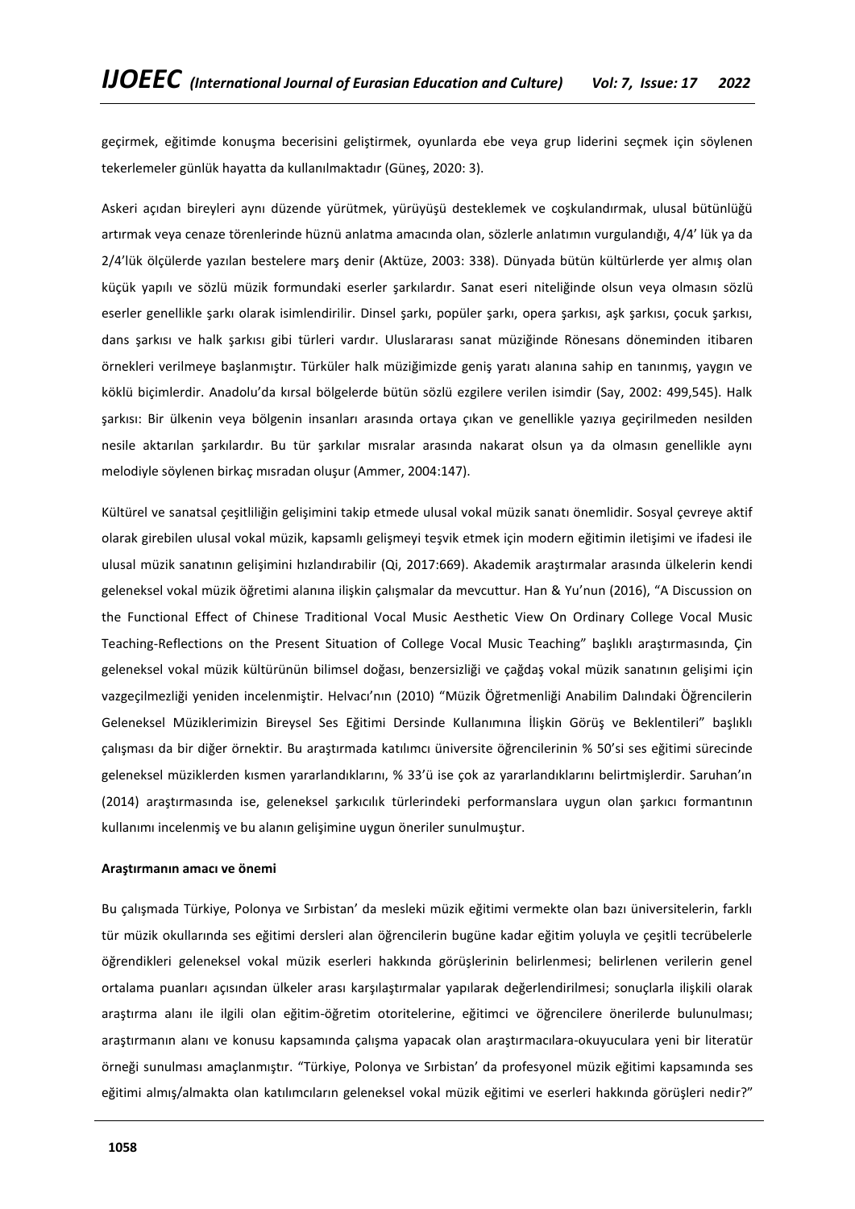geçirmek, eğitimde konuşma becerisini geliştirmek, oyunlarda ebe veya grup liderini seçmek için söylenen tekerlemeler günlük hayatta da kullanılmaktadır (Güneş, 2020: 3).

Askeri açıdan bireyleri aynı düzende yürütmek, yürüyüşü desteklemek ve coşkulandırmak, ulusal bütünlüğü artırmak veya cenaze törenlerinde hüznü anlatma amacında olan, sözlerle anlatımın vurgulandığı, 4/4' lük ya da 2/4'lük ölçülerde yazılan bestelere marş denir (Aktüze, 2003: 338). Dünyada bütün kültürlerde yer almış olan küçük yapılı ve sözlü müzik formundaki eserler şarkılardır. Sanat eseri niteliğinde olsun veya olmasın sözlü eserler genellikle şarkı olarak isimlendirilir. Dinsel şarkı, popüler şarkı, opera şarkısı, aşk şarkısı, çocuk şarkısı, dans şarkısı ve halk şarkısı gibi türleri vardır. Uluslararası sanat müziğinde Rönesans döneminden itibaren örnekleri verilmeye başlanmıştır. Türküler halk müziğimizde geniş yaratı alanına sahip en tanınmış, yaygın ve köklü biçimlerdir. Anadolu'da kırsal bölgelerde bütün sözlü ezgilere verilen isimdir (Say, 2002: 499,545). Halk şarkısı: Bir ülkenin veya bölgenin insanları arasında ortaya çıkan ve genellikle yazıya geçirilmeden nesilden nesile aktarılan şarkılardır. Bu tür şarkılar mısralar arasında nakarat olsun ya da olmasın genellikle aynı melodiyle söylenen birkaç mısradan oluşur (Ammer, 2004:147).

Kültürel ve sanatsal çeşitliliğin gelişimini takip etmede ulusal vokal müzik sanatı önemlidir. Sosyal çevreye aktif olarak girebilen ulusal vokal müzik, kapsamlı gelişmeyi teşvik etmek için modern eğitimin iletişimi ve ifadesi ile ulusal müzik sanatının gelişimini hızlandırabilir (Qi, 2017:669). Akademik araştırmalar arasında ülkelerin kendi geleneksel vokal müzik öğretimi alanına ilişkin çalışmalar da mevcuttur. Han & Yu'nun (2016), "A Discussion on the Functional Effect of Chinese Traditional Vocal Music Aesthetic View On Ordinary College Vocal Music Teaching-Reflections on the Present Situation of College Vocal Music Teaching" başlıklı araştırmasında, Çin geleneksel vokal müzik kültürünün bilimsel doğası, benzersizliği ve çağdaş vokal müzik sanatının gelişimi için vazgeçilmezliği yeniden incelenmiştir. Helvacı'nın (2010) "Müzik Öğretmenliği Anabilim Dalındaki Öğrencilerin Geleneksel Müziklerimizin Bireysel Ses Eğitimi Dersinde Kullanımına İlişkin Görüş ve Beklentileri" başlıklı çalışması da bir diğer örnektir. Bu araştırmada katılımcı üniversite öğrencilerinin % 50'si ses eğitimi sürecinde geleneksel müziklerden kısmen yararlandıklarını, % 33'ü ise çok az yararlandıklarını belirtmişlerdir. Saruhan'ın (2014) araştırmasında ise, geleneksel şarkıcılık türlerindeki performanslara uygun olan şarkıcı formantının kullanımı incelenmiş ve bu alanın gelişimine uygun öneriler sunulmuştur.

**Araştırmanın amacı ve önemi**

Bu çalışmada Türkiye, Polonya ve Sırbistan' da mesleki müzik eğitimi vermekte olan bazı üniversitelerin, farklı tür müzik okullarında ses eğitimi dersleri alan öğrencilerin bugüne kadar eğitim yoluyla ve çeşitli tecrübelerle öğrendikleri geleneksel vokal müzik eserleri hakkında görüşlerinin belirlenmesi; belirlenen verilerin genel ortalama puanları açısından ülkeler arası karşılaştırmalar yapılarak değerlendirilmesi; sonuçlarla ilişkili olarak araştırma alanı ile ilgili olan eğitim-öğretim otoritelerine, eğitimci ve öğrencilere önerilerde bulunulması; araştırmanın alanı ve konusu kapsamında çalışma yapacak olan araştırmacılara-okuyuculara yeni bir literatür örneği sunulması amaçlanmıştır. "Türkiye, Polonya ve Sırbistan' da profesyonel müzik eğitimi kapsamında ses eğitimi almış/almakta olan katılımcıların geleneksel vokal müzik eğitimi ve eserleri hakkında görüşleri nedir?"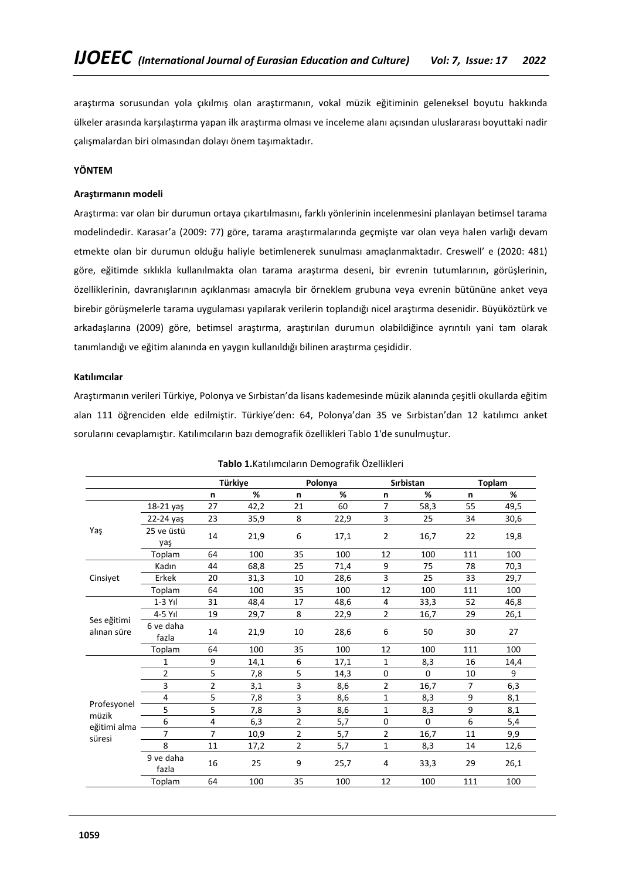araştırma sorusundan yola çıkılmış olan araştırmanın, vokal müzik eğitiminin geleneksel boyutu hakkında ülkeler arasında karşılaştırma yapan ilk araştırma olması ve inceleme alanı açısından uluslararası boyuttaki nadir çalışmalardan biri olmasından dolayı önem taşımaktadır.

## YÖNTEM

### Araştırmanın modeli

Araştırma: var olan bir durumun ortaya çıkartılmasını, farklı yönlerinin incelenmesini planlayan betimsel tarama modelindedir. Karasar'a (2009: 77) göre, tarama araştırmalarında geçmişte var olan veya halen varlığı devam etmekte olan bir durumun olduğu haliyle betimlenerek sunulması amaçlanmaktadır. Creswell' e (2020: 481) göre, eğitimde sıklıkla kullanılmakta olan tarama araştırma deseni, bir evrenin tutumlarının, görüşlerinin, özelliklerinin, davranışlarının açıklanması amacıyla bir örneklem grubuna veya evrenin bütününe anket veya birebir görüşmelerle tarama uygulaması yapılarak verilerin toplandığı nicel araştırma desenidir. Büyüköztürk ve arkadaşlarına (2009) göre, betimsel araştırma, araştırılan durumun olabildiğince ayrıntılı yani tam olarak tanımlandığı ve eğitim alanında en yaygın kullanıldığı bilinen araştırma çeşididir.

### Katılımcılar

Araştırmanın verileri Türkiye, Polonya ve Sırbistan'da lisans kademesinde müzik alanında çeşitli okullarda eğitim alan 111 öğrenciden elde edilmiştir. Türkiye'den: 64, Polonya'dan 35 ve Sırbistan'dan 12 katılımcı anket sorularını cevaplamıştır. Katılımcıların bazı demografik özellikleri Tablo 1'de sunulmuştur.

**Tablo 1.** Katılımcıların Demografik Özellikleri

| | | Türkiye | | Polonya | | Sırbistan | | Toplam | |
|---|---|---|---|---|---|---|---|---|---|
| | | n | % | n | % | n | % | n | % |
| Yaş | 18-21 yaş | 27 | 42,2 | 21 | 60 | 7 | 58,3 | 55 | 49,5 |
| | 22-24 yaş | 23 | 35,9 | 8 | 22,9 | 3 | 25 | 34 | 30,6 |
| | 25 ve üstü yaş | 14 | 21,9 | 6 | 17,1 | 2 | 16,7 | 22 | 19,8 |
| | Toplam | 64 | 100 | 35 | 100 | 12 | 100 | 111 | 100 |
| Cinsiyet | Kadın | 44 | 68,8 | 25 | 71,4 | 9 | 75 | 78 | 70,3 |
| | Erkek | 20 | 31,3 | 10 | 28,6 | 3 | 25 | 33 | 29,7 |
| | Toplam | 64 | 100 | 35 | 100 | 12 | 100 | 111 | 100 |
| Ses eğitimi alınan süre | 1-3 Yıl | 31 | 48,4 | 17 | 48,6 | 4 | 33,3 | 52 | 46,8 |
| | 4-5 Yıl | 19 | 29,7 | 8 | 22,9 | 2 | 16,7 | 29 | 26,1 |
| | 6 ve daha fazla | 14 | 21,9 | 10 | 28,6 | 6 | 50 | 30 | 27 |
| | Toplam | 64 | 100 | 35 | 100 | 12 | 100 | 111 | 100 |
| Profesyonel müzik eğitimi alma süresi | 1 | 9 | 14,1 | 6 | 17,1 | 1 | 8,3 | 16 | 14,4 |
| | 2 | 5 | 7,8 | 5 | 14,3 | 0 | 0 | 10 | 9 |
| | 3 | 2 | 3,1 | 3 | 8,6 | 2 | 16,7 | 7 | 6,3 |
| | 4 | 5 | 7,8 | 3 | 8,6 | 1 | 8,3 | 9 | 8,1 |
| | 5 | 5 | 7,8 | 3 | 8,6 | 1 | 8,3 | 9 | 8,1 |
| | 6 | 4 | 6,3 | 2 | 5,7 | 0 | 0 | 6 | 5,4 |
| | 7 | 7 | 10,9 | 2 | 5,7 | 2 | 16,7 | 11 | 9,9 |
| | 8 | 11 | 17,2 | 2 | 5,7 | 1 | 8,3 | 14 | 12,6 |
| | 9 ve daha fazla | 16 | 25 | 9 | 25,7 | 4 | 33,3 | 29 | 26,1 |
| | Toplam | 64 | 100 | 35 | 100 | 12 | 100 | 111 | 100 |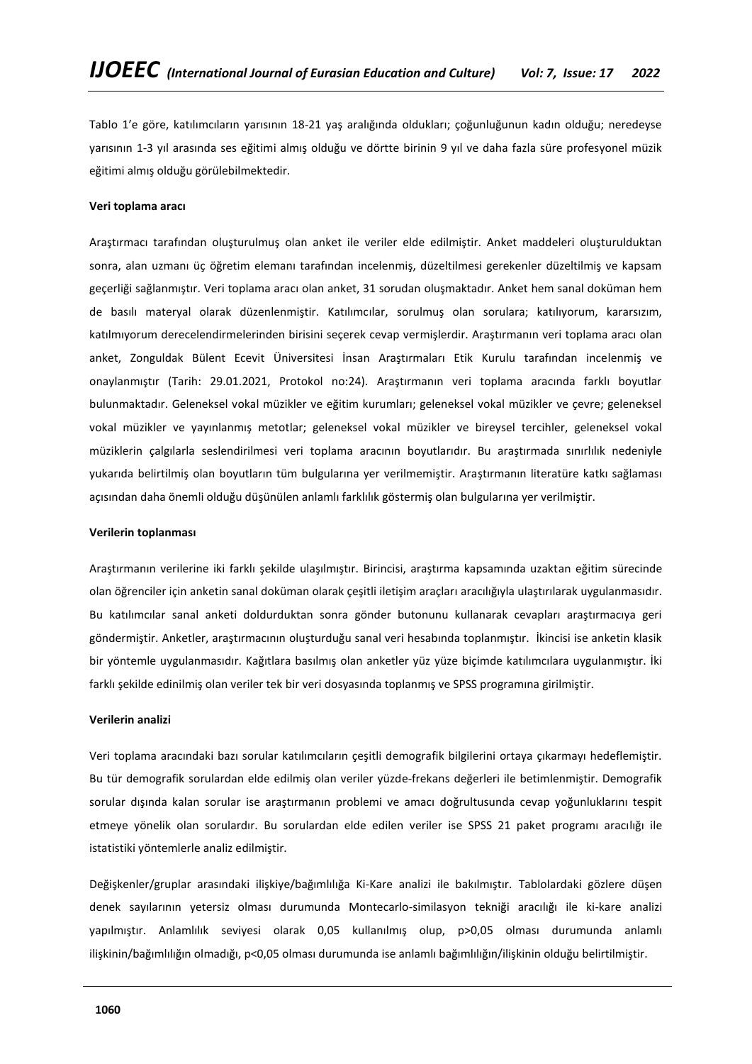Tablo 1'e göre, katılımcıların yarısının 18-21 yaş aralığında oldukları; çoğunluğunun kadın olduğu; neredeyse yarısının 1-3 yıl arasında ses eğitimi almış olduğu ve dörtte birinin 9 yıl ve daha fazla süre profesyonel müzik eğitimi almış olduğu görülebilmektedir.

**Veri toplama aracı**

Araştırmacı tarafından oluşturulmuş olan anket ile veriler elde edilmiştir. Anket maddeleri oluşturulduktan sonra, alan uzmanı üç öğretim elemanı tarafından incelenmiş, düzeltilmesi gerekenler düzeltilmiş ve kapsam geçerliği sağlanmıştır. Veri toplama aracı olan anket, 31 sorudan oluşmaktadır. Anket hem sanal doküman hem de basılı materyal olarak düzenlenmiştir. Katılımcılar, sorulmuş olan sorulara; katılıyorum, kararsızım, katılmıyorum derecelendirmelerinden birisini seçerek cevap vermişlerdir. Araştırmanın veri toplama aracı olan anket, Zonguldak Bülent Ecevit Üniversitesi İnsan Araştırmaları Etik Kurulu tarafından incelenmiş ve onaylanmıştır (Tarih: 29.01.2021, Protokol no:24). Araştırmanın veri toplama aracında farklı boyutlar bulunmaktadır. Geleneksel vokal müzikler ve eğitim kurumları; geleneksel vokal müzikler ve çevre; geleneksel vokal müzikler ve yayınlanmış metotlar; geleneksel vokal müzikler ve bireysel tercihler, geleneksel vokal müziklerin çalgılarla seslendirilmesi veri toplama aracının boyutlarıdır. Bu araştırmada sınırlılık nedeniyle yukarıda belirtilmiş olan boyutların tüm bulgularına yer verilmemiştir. Araştırmanın literatüre katkı sağlaması açısından daha önemli olduğu düşünülen anlamlı farklılık göstermiş olan bulgularına yer verilmiştir.

**Verilerin toplanması**

Araştırmanın verilerine iki farklı şekilde ulaşılmıştır. Birincisi, araştırma kapsamında uzaktan eğitim sürecinde olan öğrenciler için anketin sanal doküman olarak çeşitli iletişim araçları aracılığıyla ulaştırılarak uygulanmasıdır. Bu katılımcılar sanal anketi doldurduktan sonra gönder butonunu kullanarak cevapları araştırmacıya geri göndermiştir. Anketler, araştırmacının oluşturduğu sanal veri hesabında toplanmıştır. İkincisi ise anketin klasik bir yöntemle uygulanmasıdır. Kağıtlara basılmış olan anketler yüz yüze biçimde katılımcılara uygulanmıştır. İki farklı şekilde edinilmiş olan veriler tek bir veri dosyasında toplanmış ve SPSS programına girilmiştir.

**Verilerin analizi**

Veri toplama aracındaki bazı sorular katılımcıların çeşitli demografik bilgilerini ortaya çıkarmayı hedeflemiştir. Bu tür demografik sorulardan elde edilmiş olan veriler yüzde-frekans değerleri ile betimlenmiştir. Demografik sorular dışında kalan sorular ise araştırmanın problemi ve amacı doğrultusunda cevap yoğunluklarını tespit etmeye yönelik olan sorulardır. Bu sorulardan elde edilen veriler ise SPSS 21 paket programı aracılığı ile istatistiki yöntemlerle analiz edilmiştir.

Değişkenler/gruplar arasındaki ilişkiye/bağımlılığa Ki-Kare analizi ile bakılmıştır. Tablolardaki gözlere düşen denek sayılarının yetersiz olması durumunda Montecarlo-similasyon tekniği aracılığı ile ki-kare analizi yapılmıştır. Anlamlılık seviyesi olarak 0,05 kullanılmış olup, $p>0,05$ olması durumunda anlamlı ilişkinin/bağımlılığın olmadığı, $p<0,05$ olması durumunda ise anlamlı bağımlılığın/ilişkinin olduğu belirtilmiştir.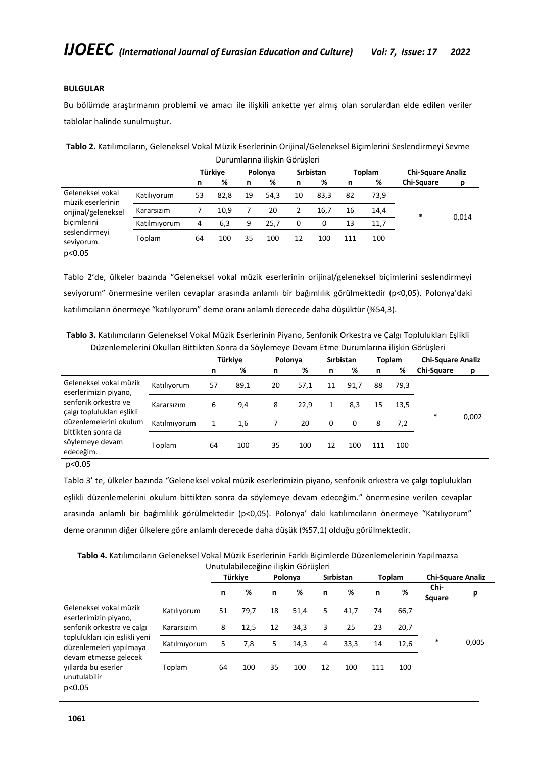**BULGULAR**

Bu bölümde araştırmanın problemi ve amacı ile ilişkili ankette yer almış olan sorulardan elde edilen veriler tablolar halinde sunulmuştur.

**Tablo 2.** Katılımcıların, Geleneksel Vokal Müzik Eserlerinin Orijinal/Geleneksel Biçimlerini Seslendirmeyi Sevme Durumlarına ilişkin Görüşleri

| | | Türkiye | | Polonya | | Sırbistan | | Toplam | | Chi-Square Analiz | |
|---|---|---|---|---|---|---|---|---|---|---|---|
| | | n | % | n | % | n | % | n | % | Chi-Square | p |
| Geleneksel vokal müzik eserlerinin orijinal/geleneksel biçimlerini seslendirmeyi seviyorum. | Katılıyorum | 53 | 82,8 | 19 | 54,3 | 10 | 83,3 | 82 | 73,9 | * | 0,014 |
| | Kararsızım | 7 | 10,9 | 7 | 20 | 2 | 16,7 | 16 | 14,4 | | |
| | Katılmıyorum | 4 | 6,3 | 9 | 25,7 | 0 | 0 | 13 | 11,7 | | |
| | Toplam | 64 | 100 | 35 | 100 | 12 | 100 | 111 | 100 | | |

$p<0.05$

Tablo 2'de, ülkeler bazında "Geleneksel vokal müzik eserlerinin orijinal/geleneksel biçimlerini seslendirmeyi seviyorum" önermesine verilen cevaplar arasında anlamlı bir bağımlılık görülmektedir ($p<0,05$). Polonya'daki katılımcıların önermeye "katılıyorum" deme oranı anlamlı derecede daha düşüktür (%54,3).

**Tablo 3.** Katılımcıların Geleneksel Vokal Müzik Eserlerinin Piyano, Senfonik Orkestra ve Çalgı Toplulukları Eşlikli Düzenlemelerini Okulları Bittikten Sonra da Söylemeye Devam Etme Durumlarına ilişkin Görüşleri

| | | Türkiye | | Polonya | | Sırbistan | | Toplam | | Chi-Square Analiz | |
|---|---|---|---|---|---|---|---|---|---|---|---|
| | | n | % | n | % | n | % | n | % | Chi-Square | p |
| Geleneksel vokal müzik eserlerimizin piyano, senfonik orkestra ve çalgı toplulukları eşlikli düzenlemelerini okulum bittikten sonra da söylemeye devam edeceğim. | Katılıyorum | 57 | 89,1 | 20 | 57,1 | 11 | 91,7 | 88 | 79,3 | * | 0,002 |
| | Kararsızım | 6 | 9,4 | 8 | 22,9 | 1 | 8,3 | 15 | 13,5 | | |
| | Katılmıyorum | 1 | 1,6 | 7 | 20 | 0 | 0 | 8 | 7,2 | | |
| | Toplam | 64 | 100 | 35 | 100 | 12 | 100 | 111 | 100 | | |

$p<0.05$

Tablo 3' te, ülkeler bazında "Geleneksel vokal müzik eserlerimizin piyano, senfonik orkestra ve çalgı toplulukları eşlikli düzenlemelerini okulum bittikten sonra da söylemeye devam edeceğim." önermesine verilen cevaplar arasında anlamlı bir bağımlılık görülmektedir ($p<0,05$). Polonya' daki katılımcıların önermeye "Katılıyorum" deme oranının diğer ülkelere göre anlamlı derecede daha düşük (%57,1) olduğu görülmektedir.

**Tablo 4.** Katılımcıların Geleneksel Vokal Müzik Eserlerinin Farklı Biçimlerde Düzenlemelerinin Yapılmazsa Unutulabileceğine ilişkin Görüşleri

| | | Türkiye | | Polonya | | Sırbistan | | Toplam | | Chi-Square Analiz | |
|---|---|---|---|---|---|---|---|---|---|---|---|
| | | n | % | n | % | n | % | n | % | Chi-Square | p |
| Geleneksel vokal müzik eserlerimizin piyano, senfonik orkestra ve çalgı toplulukları için eşlikli yeni düzenlemeleri yapılmaya devam etmezse gelecek yıllarda bu eserler unutulabilir | Katılıyorum | 51 | 79,7 | 18 | 51,4 | 5 | 41,7 | 74 | 66,7 | * | 0,005 |
| | Kararsızım | 8 | 12,5 | 12 | 34,3 | 3 | 25 | 23 | 20,7 | | |
| | Katılmıyorum | 5 | 7,8 | 5 | 14,3 | 4 | 33,3 | 14 | 12,6 | | |
| | Toplam | 64 | 100 | 35 | 100 | 12 | 100 | 111 | 100 | | |

$p<0.05$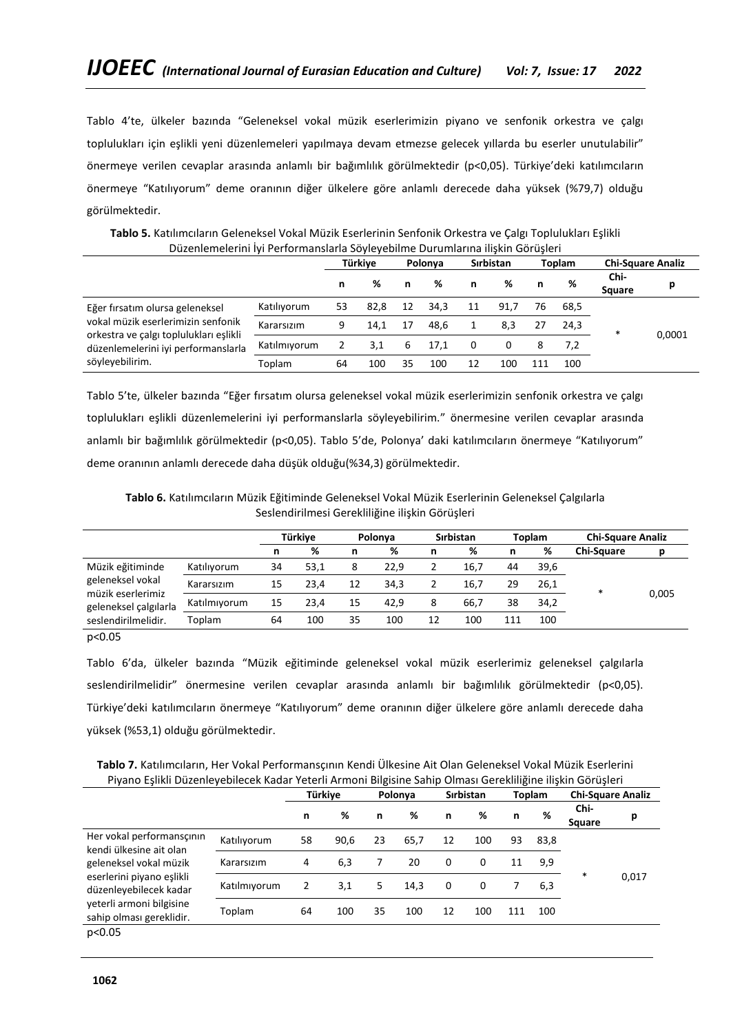Tablo 4'te, ülkeler bazında "Geleneksel vokal müzik eserlerimizin piyano ve senfonik orkestra ve çalgı toplulukları için eşlikli yeni düzenlemeleri yapılmaya devam etmezse gelecek yıllarda bu eserler unutulabilir" önermeye verilen cevaplar arasında anlamlı bir bağımlılık görülmektedir ($p<0,05$). Türkiye'deki katılımcıların önermeye "Katılıyorum" deme oranının diğer ülkelere göre anlamlı derecede daha yüksek (%79,7) olduğu görülmektedir.

**Tablo 5.** Katılımcıların Geleneksel Vokal Müzik Eserlerinin Senfonik Orkestra ve Çalgı Toplulukları Eşlikli Düzenlemelerini İyi Performanslarla Söyleyebilme Durumlarına ilişkin Görüşleri

| | | Türkiye | | Polonya | | Sırbistan | | Toplam | | Chi-Square Analiz | |
|---|---|---|---|---|---|---|---|---|---|---|---|
| | | n | % | n | % | n | % | n | % | Chi-Square | p |
| Eğer fırsatım olursa geleneksel vokal müzik eserlerimizin senfonik orkestra ve çalgı toplulukları eşlikli düzenlemelerini iyi performanslarla söyleyebilirim. | Katılıyorum | 53 | 82,8 | 12 | 34,3 | 11 | 91,7 | 76 | 68,5 | * | 0,0001 |
| | Kararsızım | 9 | 14,1 | 17 | 48,6 | 1 | 8,3 | 27 | 24,3 | | |
| | Katılmıyorum | 2 | 3,1 | 6 | 17,1 | 0 | 0 | 8 | 7,2 | | |
| | Toplam | 64 | 100 | 35 | 100 | 12 | 100 | 111 | 100 | | |

Tablo 5'te, ülkeler bazında "Eğer fırsatım olursa geleneksel vokal müzik eserlerimizin senfonik orkestra ve çalgı toplulukları eşlikli düzenlemelerini iyi performanslarla söyleyebilirim." önermesine verilen cevaplar arasında anlamlı bir bağımlılık görülmektedir ($p<0,05$). Tablo 5'de, Polonya' daki katılımcıların önermeye "Katılıyorum" deme oranının anlamlı derecede daha düşük olduğu(%34,3) görülmektedir.

**Tablo 6.** Katılımcıların Müzik Eğitiminde Geleneksel Vokal Müzik Eserlerinin Geleneksel Çalgılarla Seslendirilmesi Gerekliliğine ilişkin Görüşleri

| | | Türkiye | | Polonya | | Sırbistan | | Toplam | | Chi-Square Analiz | |
|---|---|---|---|---|---|---|---|---|---|---|---|
| | | n | % | n | % | n | % | n | % | Chi-Square | p |
| Müzik eğitiminde geleneksel vokal müzik eserlerimiz geleneksel çalgılarla seslendirilmelidir. | Katılıyorum | 34 | 53,1 | 8 | 22,9 | 2 | 16,7 | 44 | 39,6 | * | 0,005 |
| | Kararsızım | 15 | 23,4 | 12 | 34,3 | 2 | 16,7 | 29 | 26,1 | | |
| | Katılmıyorum | 15 | 23,4 | 15 | 42,9 | 8 | 66,7 | 38 | 34,2 | | |
| | Toplam | 64 | 100 | 35 | 100 | 12 | 100 | 111 | 100 | | |

$p<0.05$

Tablo 6'da, ülkeler bazında "Müzik eğitiminde geleneksel vokal müzik eserlerimiz geleneksel çalgılarla seslendirilmelidir" önermesine verilen cevaplar arasında anlamlı bir bağımlılık görülmektedir ($p<0,05$). Türkiye'deki katılımcıların önermeye "Katılıyorum" deme oranının diğer ülkelere göre anlamlı derecede daha yüksek (%53,1) olduğu görülmektedir.

**Tablo 7.** Katılımcıların, Her Vokal Performansçının Kendi Ülkesine Ait Olan Geleneksel Vokal Müzik Eserlerini Piyano Eşlikli Düzenleyebilecek Kadar Yeterli Armoni Bilgisine Sahip Olması Gerekliliğine ilişkin Görüşleri

| | | Türkiye | | Polonya | | Sırbistan | | Toplam | | Chi-Square Analiz | |
|---|---|---|---|---|---|---|---|---|---|---|---|
| | | n | % | n | % | n | % | n | % | Chi-Square | p |
| Her vokal performansçının kendi ülkesine ait olan geleneksel vokal müzik eserlerini piyano eşlikli düzenleyebilecek kadar yeterli armoni bilgisine sahip olması gereklidir. | Katılıyorum | 58 | 90,6 | 23 | 65,7 | 12 | 100 | 93 | 83,8 | * | 0,017 |
| | Kararsızım | 4 | 6,3 | 7 | 20 | 0 | 0 | 11 | 9,9 | | |
| | Katılmıyorum | 2 | 3,1 | 5 | 14,3 | 0 | 0 | 7 | 6,3 | | |
| | Toplam | 64 | 100 | 35 | 100 | 12 | 100 | 111 | 100 | | |

$p<0.05$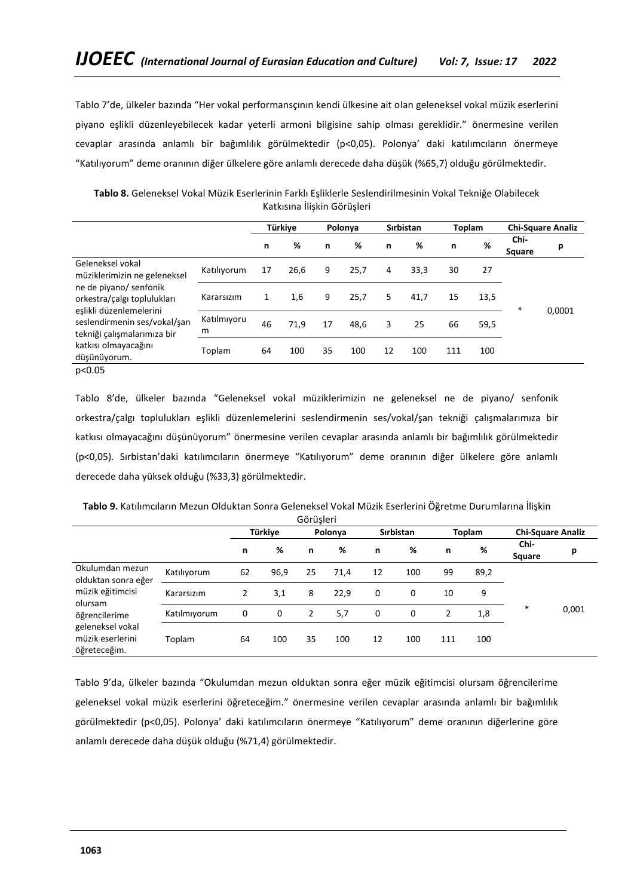Tablo 7'de, ülkeler bazında "Her vokal performansçının kendi ülkesine ait olan geleneksel vokal müzik eserlerini piyano eşlikli düzenleyebilecek kadar yeterli armoni bilgisine sahip olması gereklidir." önermesine verilen cevaplar arasında anlamlı bir bağımlılık görülmektedir (p<0,05). Polonya' daki katılımcıların önermeye "Katılıyorum" deme oranının diğer ülkelere göre anlamlı derecede daha düşük (%65,7) olduğu görülmektedir.

**Tablo 8.** Geleneksel Vokal Müzik Eserlerinin Farklı Eşliklerle Seslendirilmesinin Vokal Tekniğe Olabilecek Katkısına İlişkin Görüşleri

| | | Türkiye | | Polonya | | Sırbistan | | Toplam | | Chi-Square Analiz | |
|---|---|---|---|---|---|---|---|---|---|---|---|
| | | n | % | n | % | n | % | n | % | Chi-Square | p |
| Geleneksel vokal müziklerimizin ne geleneksel ne de piyano/ senfonik orkestra/çalgı toplulukları eşlikli düzenlemelerini seslendirmenin ses/vokal/şan tekniği çalışmalarımıza bir katkısı olmayacağını düşünüyorum. | Katılıyorum | 17 | 26,6 | 9 | 25,7 | 4 | 33,3 | 30 | 27 | * | 0,0001 |
| | Kararsızım | 1 | 1,6 | 9 | 25,7 | 5 | 41,7 | 15 | 13,5 | | |
| | Katılmıyorum | 46 | 71,9 | 17 | 48,6 | 3 | 25 | 66 | 59,5 | | |
| | Toplam | 64 | 100 | 35 | 100 | 12 | 100 | 111 | 100 | | |

p<0.05

Tablo 8'de, ülkeler bazında "Geleneksel vokal müziklerimizin ne geleneksel ne de piyano/ senfonik orkestra/çalgı toplulukları eşlikli düzenlemelerini seslendirmenin ses/vokal/şan tekniği çalışmalarımıza bir katkısı olmayacağını düşünüyorum" önermesine verilen cevaplar arasında anlamlı bir bağımlılık görülmektedir (p<0,05). Sırbistan'daki katılımcıların önermeye "Katılıyorum" deme oranının diğer ülkelere göre anlamlı derecede daha yüksek olduğu (%33,3) görülmektedir.

**Tablo 9.** Katılımcıların Mezun Olduktan Sonra Geleneksel Vokal Müzik Eserlerini Öğretme Durumlarına İlişkin Görüşleri

| | | Türkiye | | Polonya | | Sırbistan | | Toplam | | Chi-Square Analiz | |
|---|---|---|---|---|---|---|---|---|---|---|---|
| | | n | % | n | % | n | % | n | % | Chi-Square | p |
| Okulumdan mezun olduktan sonra eğer müzik eğitimcisi olursam öğrencilerime geleneksel vokal müzik eserlerini öğreteceğim. | Katılıyorum | 62 | 96,9 | 25 | 71,4 | 12 | 100 | 99 | 89,2 | * | 0,001 |
| | Kararsızım | 2 | 3,1 | 8 | 22,9 | 0 | 0 | 10 | 9 | | |
| | Katılmıyorum | 0 | 0 | 2 | 5,7 | 0 | 0 | 2 | 1,8 | | |
| | Toplam | 64 | 100 | 35 | 100 | 12 | 100 | 111 | 100 | | |

Tablo 9'da, ülkeler bazında "Okulumdan mezun olduktan sonra eğer müzik eğitimcisi olursam öğrencilerime geleneksel vokal müzik eserlerini öğreteceğim." önermesine verilen cevaplar arasında anlamlı bir bağımlılık görülmektedir (p<0,05). Polonya' daki katılımcıların önermeye "Katılıyorum" deme oranının diğerlerine göre anlamlı derecede daha düşük olduğu (%71,4) görülmektedir.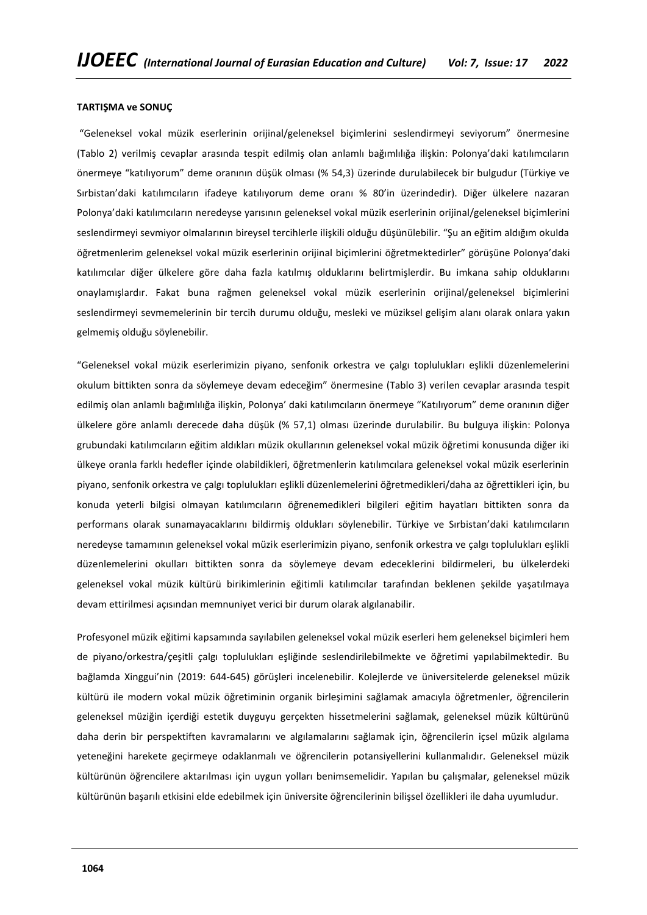**TARTIŞMA ve SONUÇ**

"Geleneksel vokal müzik eserlerinin orijinal/geleneksel biçimlerini seslendirmeyi seviyorum" önermesine (Tablo 2) verilmiş cevaplar arasında tespit edilmiş olan anlamlı bağımlılığa ilişkin: Polonya'daki katılımcıların önermeye "katılıyorum" deme oranının düşük olması (% 54,3) üzerinde durulabilecek bir bulgudur (Türkiye ve Sırbistan'daki katılımcıların ifadeye katılıyorum deme oranı % 80'in üzerindedir). Diğer ülkelere nazaran Polonya'daki katılımcıların neredeyse yarısının geleneksel vokal müzik eserlerinin orijinal/geleneksel biçimlerini seslendirmeyi sevmiyor olmalarının bireysel tercihlerle ilişkili olduğu düşünülebilir. "Şu an eğitim aldığım okulda öğretmenlerim geleneksel vokal müzik eserlerinin orijinal biçimlerini öğretmektedirler" görüşüne Polonya'daki katılımcılar diğer ülkelere göre daha fazla katılmış olduklarını belirtmişlerdir. Bu imkana sahip olduklarını onaylamışlardır. Fakat buna rağmen geleneksel vokal müzik eserlerinin orijinal/geleneksel biçimlerini seslendirmeyi sevmemelerinin bir tercih durumu olduğu, mesleki ve müziksel gelişim alanı olarak onlara yakın gelmemiş olduğu söylenebilir.

"Geleneksel vokal müzik eserlerimizin piyano, senfonik orkestra ve çalgı toplulukları eşlikli düzenlemelerini okulum bittikten sonra da söylemeye devam edeceğim" önermesine (Tablo 3) verilen cevaplar arasında tespit edilmiş olan anlamlı bağımlılığa ilişkin, Polonya' daki katılımcıların önermeye "Katılıyorum" deme oranının diğer ülkelere göre anlamlı derecede daha düşük (% 57,1) olması üzerinde durulabilir. Bu bulguya ilişkin: Polonya grubundaki katılımcıların eğitim aldıkları müzik okullarının geleneksel vokal müzik öğretimi konusunda diğer iki ülkeye oranla farklı hedefler içinde olabildikleri, öğretmenlerin katılımcılara geleneksel vokal müzik eserlerinin piyano, senfonik orkestra ve çalgı toplulukları eşlikli düzenlemelerini öğretmedikleri/daha az öğrettikleri için, bu konuda yeterli bilgisi olmayan katılımcıların öğrenemedikleri bilgileri eğitim hayatları bittikten sonra da performans olarak sunamayacaklarını bildirmiş oldukları söylenebilir. Türkiye ve Sırbistan'daki katılımcıların neredeyse tamamının geleneksel vokal müzik eserlerimizin piyano, senfonik orkestra ve çalgı toplulukları eşlikli düzenlemelerini okulları bittikten sonra da söylemeye devam edeceklerini bildirmeleri, bu ülkelerdeki geleneksel vokal müzik kültürü birikimlerinin eğitimli katılımcılar tarafından beklenen şekilde yaşatılmaya devam ettirilmesi açısından memnuniyet verici bir durum olarak algılanabilir.

Profesyonel müzik eğitimi kapsamında sayılabilen geleneksel vokal müzik eserleri hem geleneksel biçimleri hem de piyano/orkestra/çeşitli çalgı toplulukları eşliğinde seslendirilebilmekte ve öğretimi yapılabilmektedir. Bu bağlamda Xinggui'nin (2019: 644-645) görüşleri incelenebilir. Kolejlerde ve üniversitelerde geleneksel müzik kültürü ile modern vokal müzik öğretiminin organik birleşimini sağlamak amacıyla öğretmenler, öğrencilerin geleneksel müziğin içerdiği estetik duyguyu gerçekten hissetmelerini sağlamak, geleneksel müzik kültürünü daha derin bir perspektiften kavramalarını ve algılamalarını sağlamak için, öğrencilerin içsel müzik algılama yeteneğini harekete geçirmeye odaklanmalı ve öğrencilerin potansiyellerini kullanmalıdır. Geleneksel müzik kültürünün öğrencilere aktarılması için uygun yolları benimsemelidir. Yapılan bu çalışmalar, geleneksel müzik kültürünün başarılı etkisini elde edebilmek için üniversite öğrencilerinin bilişsel özellikleri ile daha uyumludur.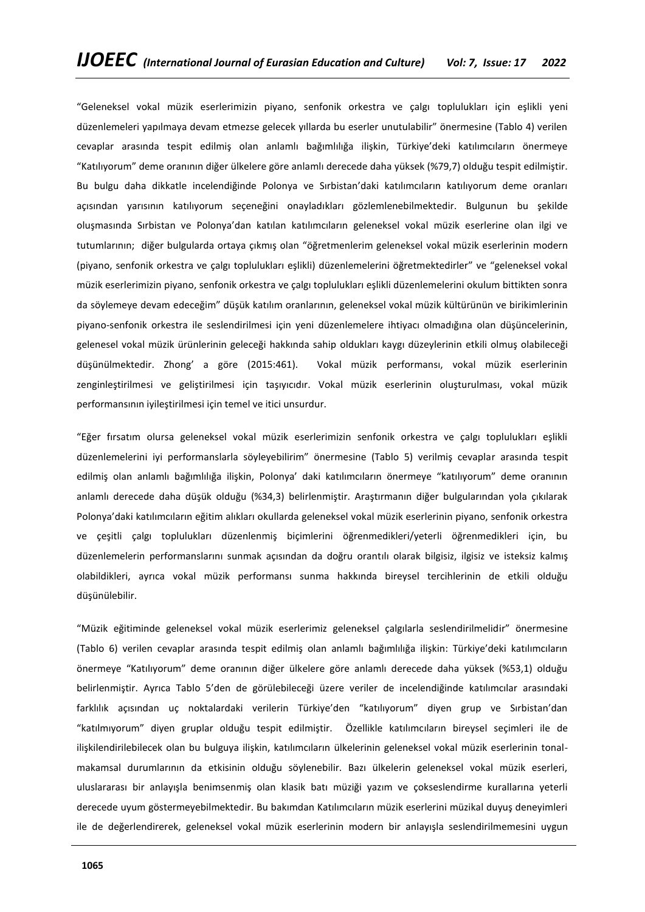"Geleneksel vokal müzik eserlerimizin piyano, senfonik orkestra ve çalgı toplulukları için eşlikli yeni düzenlemeleri yapılmaya devam etmezse gelecek yıllarda bu eserler unutulabilir" önermesine (Tablo 4) verilen cevaplar arasında tespit edilmiş olan anlamlı bağımlılığa ilişkin, Türkiye'deki katılımcıların önermeye "Katılıyorum" deme oranının diğer ülkelere göre anlamlı derecede daha yüksek (%79,7) olduğu tespit edilmiştir. Bu bulgu daha dikkatle incelendiğinde Polonya ve Sırbistan'daki katılımcıların katılıyorum deme oranları açısından yarısının katılıyorum seçeneğini onayladıkları gözlemlenebilmektedir. Bulgunun bu şekilde oluşmasında Sırbistan ve Polonya'dan katılan katılımcıların geleneksel vokal müzik eserlerine olan ilgi ve tutumlarının; diğer bulgularda ortaya çıkmış olan "öğretmenlerim geleneksel vokal müzik eserlerinin modern (piyano, senfonik orkestra ve çalgı toplulukları eşlikli) düzenlemelerini öğretmektedirler" ve "geleneksel vokal müzik eserlerimizin piyano, senfonik orkestra ve çalgı toplulukları eşlikli düzenlemelerini okulum bittikten sonra da söylemeye devam edeceğim" düşük katılım oranlarının, geleneksel vokal müzik kültürünün ve birikimlerinin piyano-senfonik orkestra ile seslendirilmesi için yeni düzenlemelere ihtiyacı olmadığına olan düşüncelerinin, gelenesel vokal müzik ürünlerinin geleceği hakkında sahip oldukları kaygı düzeylerinin etkili olmuş olabileceği düşünülmektedir. Zhong' a göre (2015:461). Vokal müzik performansı, vokal müzik eserlerinin zenginleştirilmesi ve geliştirilmesi için taşıyıcıdır. Vokal müzik eserlerinin oluşturulması, vokal müzik performansının iyileştirilmesi için temel ve itici unsurdur.

"Eğer fırsatım olursa geleneksel vokal müzik eserlerimizin senfonik orkestra ve çalgı toplulukları eşlikli düzenlemelerini iyi performanslarla söyleyebilirim" önermesine (Tablo 5) verilmiş cevaplar arasında tespit edilmiş olan anlamlı bağımlılığa ilişkin, Polonya' daki katılımcıların önermeye "katılıyorum" deme oranının anlamlı derecede daha düşük olduğu (%34,3) belirlenmiştir. Araştırmanın diğer bulgularından yola çıkılarak Polonya'daki katılımcıların eğitim alıkları okullarda geleneksel vokal müzik eserlerinin piyano, senfonik orkestra ve çeşitli çalgı toplulukları düzenlenmiş biçimlerini öğrenmedikleri/yeterli öğrenmedikleri için, bu düzenlemelerin performanslarını sunmak açısından da doğru orantılı olarak bilgisiz, ilgisiz ve isteksiz kalmış olabildikleri, ayrıca vokal müzik performansı sunma hakkında bireysel tercihlerinin de etkili olduğu düşünülebilir.

"Müzik eğitiminde geleneksel vokal müzik eserlerimiz geleneksel çalgılarla seslendirilmelidir" önermesine (Tablo 6) verilen cevaplar arasında tespit edilmiş olan anlamlı bağımlılığa ilişkin: Türkiye'deki katılımcıların önermeye "Katılıyorum" deme oranının diğer ülkelere göre anlamlı derecede daha yüksek (%53,1) olduğu belirlenmiştir. Ayrıca Tablo 5'den de görülebileceği üzere veriler de incelendiğinde katılımcılar arasındaki farklılık açısından uç noktalardaki verilerin Türkiye'den "katılıyorum" diyen grup ve Sırbistan'dan "katılmıyorum" diyen gruplar olduğu tespit edilmiştir. Özellikle katılımcıların bireysel seçimleri ile de ilişkilendirilebilecek olan bu bulguya ilişkin, katılımcıların ülkelerinin geleneksel vokal müzik eserlerinin tonal-makamsal durumlarının da etkisinin olduğu söylenebilir. Bazı ülkelerin geleneksel vokal müzik eserleri, uluslararası bir anlayışla benimsenmiş olan klasik batı müziği yazım ve çokseslendirme kurallarına yeterli derecede uyum göstermeyebilmektedir. Bu bakımdan Katılımcıların müzik eserlerini müzikal duyuş deneyimleri ile de değerlendirerek, geleneksel vokal müzik eserlerinin modern bir anlayışla seslendirilmemesini uygun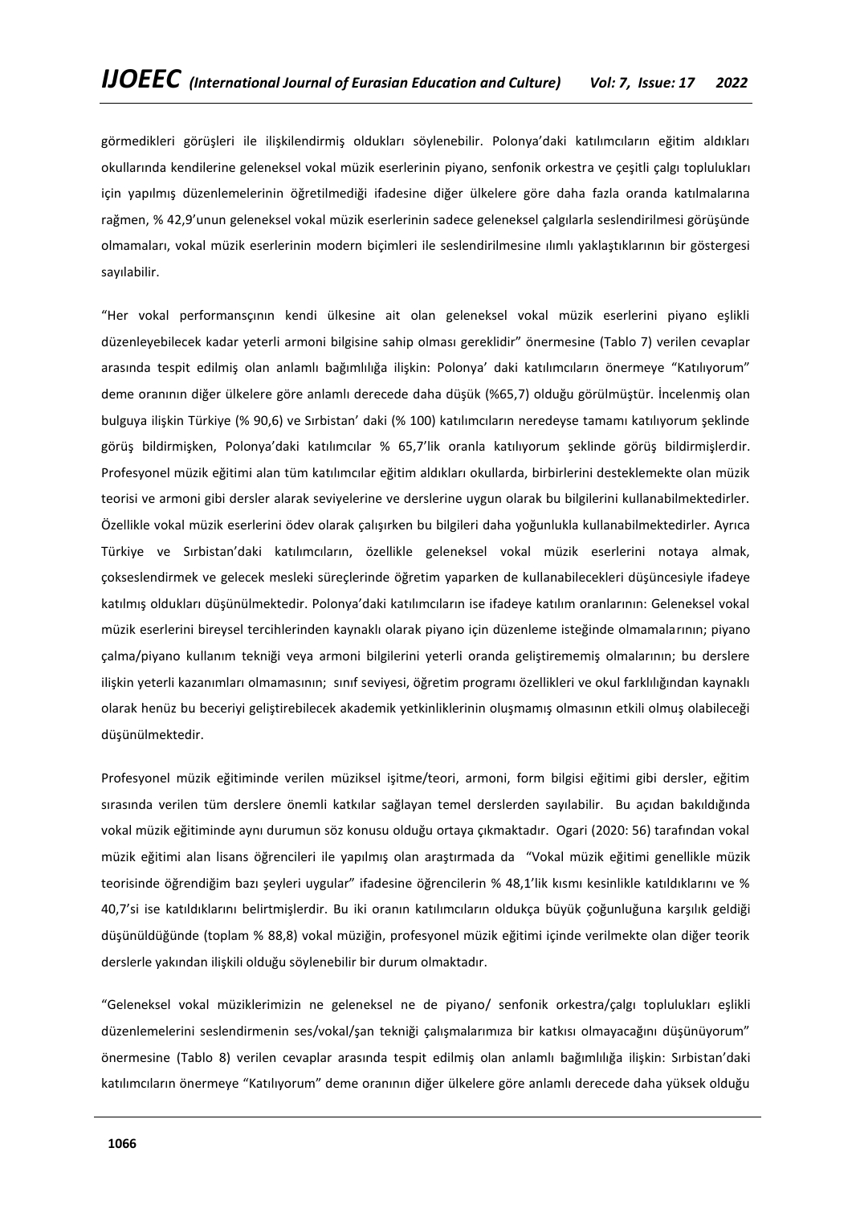görmedikleri görüşleri ile ilişkilendirmiş oldukları söylenebilir. Polonya'daki katılımcıların eğitim aldıkları okullarında kendilerine geleneksel vokal müzik eserlerinin piyano, senfonik orkestra ve çeşitli çalgı toplulukları için yapılmış düzenlemelerinin öğretilmediği ifadesine diğer ülkelere göre daha fazla oranda katılmalarına rağmen, % 42,9'unun geleneksel vokal müzik eserlerinin sadece geleneksel çalgılarla seslendirilmesi görüşünde olmamaları, vokal müzik eserlerinin modern biçimleri ile seslendirilmesine ılımlı yaklaştıklarının bir göstergesi sayılabilir.

"Her vokal performansçının kendi ülkesine ait olan geleneksel vokal müzik eserlerini piyano eşlikli düzenleyebilecek kadar yeterli armoni bilgisine sahip olması gereklidir" önermesine (Tablo 7) verilen cevaplar arasında tespit edilmiş olan anlamlı bağımlılığa ilişkin: Polonya' daki katılımcıların önermeye "Katılıyorum" deme oranının diğer ülkelere göre anlamlı derecede daha düşük (%65,7) olduğu görülmüştür. İncelenmiş olan bulguya ilişkin Türkiye (% 90,6) ve Sırbistan' daki (% 100) katılımcıların neredeyse tamamı katılıyorum şeklinde görüş bildirmişken, Polonya'daki katılımcılar % 65,7'lik oranla katılıyorum şeklinde görüş bildirmişlerdir. Profesyonel müzik eğitimi alan tüm katılımcılar eğitim aldıkları okullarda, birbirlerini desteklemekte olan müzik teorisi ve armoni gibi dersler alarak seviyelerine ve derslerine uygun olarak bu bilgilerini kullanabilmektedirler. Özellikle vokal müzik eserlerini ödev olarak çalışırken bu bilgileri daha yoğunlukla kullanabilmektedirler. Ayrıca Türkiye ve Sırbistan'daki katılımcıların, özellikle geleneksel vokal müzik eserlerini notaya almak, çokseslendirmek ve gelecek mesleki süreçlerinde öğretim yaparken de kullanabilecekleri düşüncesiyle ifadeye katılmış oldukları düşünülmektedir. Polonya'daki katılımcıların ise ifadeye katılım oranlarının: Geleneksel vokal müzik eserlerini bireysel tercihlerinden kaynaklı olarak piyano için düzenleme isteğinde olmamalarının; piyano çalma/piyano kullanım tekniği veya armoni bilgilerini yeterli oranda geliştirememiş olmalarının; bu derslere ilişkin yeterli kazanımları olmamasının; sınıf seviyesi, öğretim programı özellikleri ve okul farklılığından kaynaklı olarak henüz bu beceriyi geliştirebilecek akademik yetkinliklerinin oluşmamış olmasının etkili olmuş olabileceği düşünülmektedir.

Profesyonel müzik eğitiminde verilen müziksel işitme/teori, armoni, form bilgisi eğitimi gibi dersler, eğitim sırasında verilen tüm derslere önemli katkılar sağlayan temel derslerden sayılabilir. Bu açıdan bakıldığında vokal müzik eğitiminde aynı durumun söz konusu olduğu ortaya çıkmaktadır. Ogari (2020: 56) tarafından vokal müzik eğitimi alan lisans öğrencileri ile yapılmış olan araştırmada da "Vokal müzik eğitimi genellikle müzik teorisinde öğrendiğim bazı şeyleri uygular" ifadesine öğrencilerin % 48,1'lik kısmı kesinlikle katıldıklarını ve % 40,7'si ise katıldıklarını belirtmişlerdir. Bu iki oranın katılımcıların oldukça büyük çoğunluğuna karşılık geldiği düşünüldüğünde (toplam % 88,8) vokal müziğin, profesyonel müzik eğitimi içinde verilmekte olan diğer teorik derslerle yakından ilişkili olduğu söylenebilir bir durum olmaktadır.

"Geleneksel vokal müziklerimizin ne geleneksel ne de piyano/ senfonik orkestra/çalgı toplulukları eşlikli düzenlemelerini seslendirmenin ses/vokal/şan tekniği çalışmalarımıza bir katkısı olmayacağını düşünüyorum" önermesine (Tablo 8) verilen cevaplar arasında tespit edilmiş olan anlamlı bağımlılığa ilişkin: Sırbistan'daki katılımcıların önermeye "Katılıyorum" deme oranının diğer ülkelere göre anlamlı derecede daha yüksek olduğu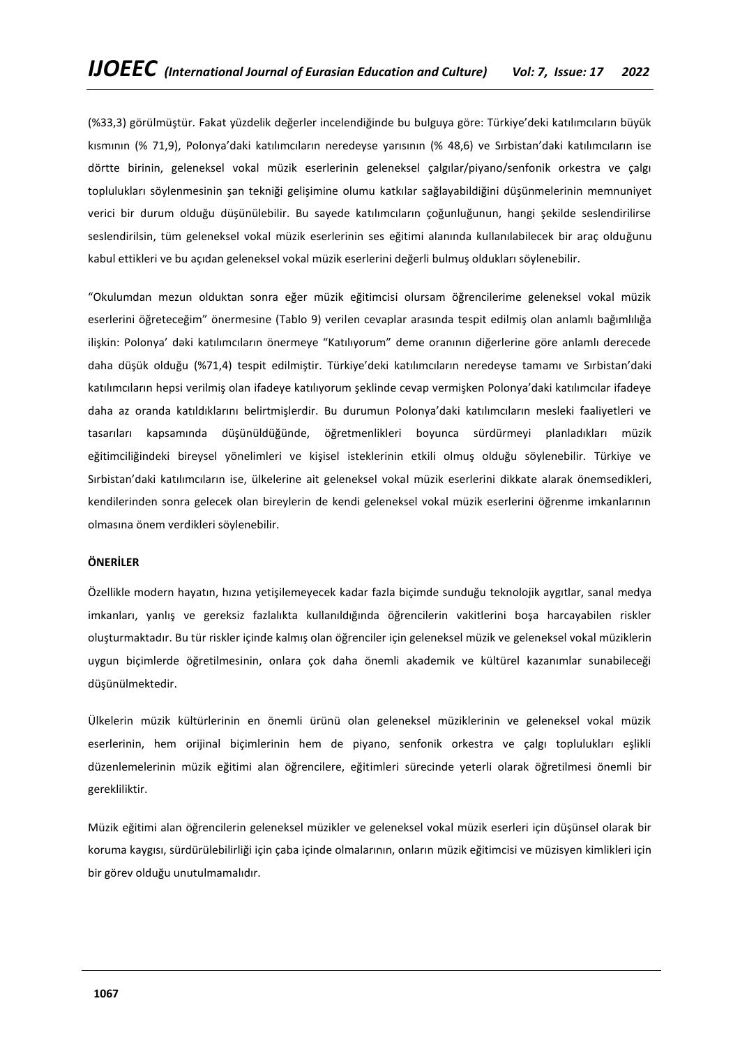(%33,3) görülmüştür. Fakat yüzdelik değerler incelendiğinde bu bulguya göre: Türkiye'deki katılımcıların büyük kısmının (% 71,9), Polonya'daki katılımcıların neredeyse yarısının (% 48,6) ve Sırbistan'daki katılımcıların ise dörtte birinin, geleneksel vokal müzik eserlerinin geleneksel çalgılar/piyano/senfonik orkestra ve çalgı toplulukları söylenmesinin şan tekniği gelişimine olumu katkılar sağlayabildiğini düşünmelerinin memnuniyet verici bir durum olduğu düşünülebilir. Bu sayede katılımcıların çoğunluğunun, hangi şekilde seslendirilirse seslendirilsin, tüm geleneksel vokal müzik eserlerinin ses eğitimi alanında kullanılabilecek bir araç olduğunu kabul ettikleri ve bu açıdan geleneksel vokal müzik eserlerini değerli bulmuş oldukları söylenebilir.

"Okulumdan mezun olduktan sonra eğer müzik eğitimcisi olursam öğrencilerime geleneksel vokal müzik eserlerini öğreteceğim" önermesine (Tablo 9) verilen cevaplar arasında tespit edilmiş olan anlamlı bağımlılığa ilişkin: Polonya' daki katılımcıların önermeye "Katılıyorum" deme oranının diğerlerine göre anlamlı derecede daha düşük olduğu (%71,4) tespit edilmiştir. Türkiye'deki katılımcıların neredeyse tamamı ve Sırbistan'daki katılımcıların hepsi verilmiş olan ifadeye katılıyorum şeklinde cevap vermişken Polonya'daki katılımcılar ifadeye daha az oranda katıldıklarını belirtmişlerdir. Bu durumun Polonya'daki katılımcıların mesleki faaliyetleri ve tasarıları kapsamında düşünüldüğünde, öğretmenlikleri boyunca sürdürmeyi planladıkları müzik eğitimciliğindeki bireysel yönelimleri ve kişisel isteklerinin etkili olmuş olduğu söylenebilir. Türkiye ve Sırbistan'daki katılımcıların ise, ülkelerine ait geleneksel vokal müzik eserlerini dikkate alarak önemsedikleri, kendilerinden sonra gelecek olan bireylerin de kendi geleneksel vokal müzik eserlerini öğrenme imkanlarının olmasına önem verdikleri söylenebilir.

**ÖNERİLER**

Özellikle modern hayatın, hızına yetişilemeyecek kadar fazla biçimde sunduğu teknolojik aygıtlar, sanal medya imkanları, yanlış ve gereksiz fazlalıkta kullanıldığında öğrencilerin vakitlerini boşa harcayabilen riskler oluşturmaktadır. Bu tür riskler içinde kalmış olan öğrenciler için geleneksel müzik ve geleneksel vokal müziklerin uygun biçimlerde öğretilmesinin, onlara çok daha önemli akademik ve kültürel kazanımlar sunabileceği düşünülmektedir.

Ülkelerin müzik kültürlerinin en önemli ürünü olan geleneksel müziklerinin ve geleneksel vokal müzik eserlerinin, hem orijinal biçimlerinin hem de piyano, senfonik orkestra ve çalgı toplulukları eşlikli düzenlemelerinin müzik eğitimi alan öğrencilere, eğitimleri sürecinde yeterli olarak öğretilmesi önemli bir gerekliliktir.

Müzik eğitimi alan öğrencilerin geleneksel müzikler ve geleneksel vokal müzik eserleri için düşünsel olarak bir koruma kaygısı, sürdürülebilirliği için çaba içinde olmalarının, onların müzik eğitimcisi ve müzisyen kimlikleri için bir görev olduğu unutulmamalıdır.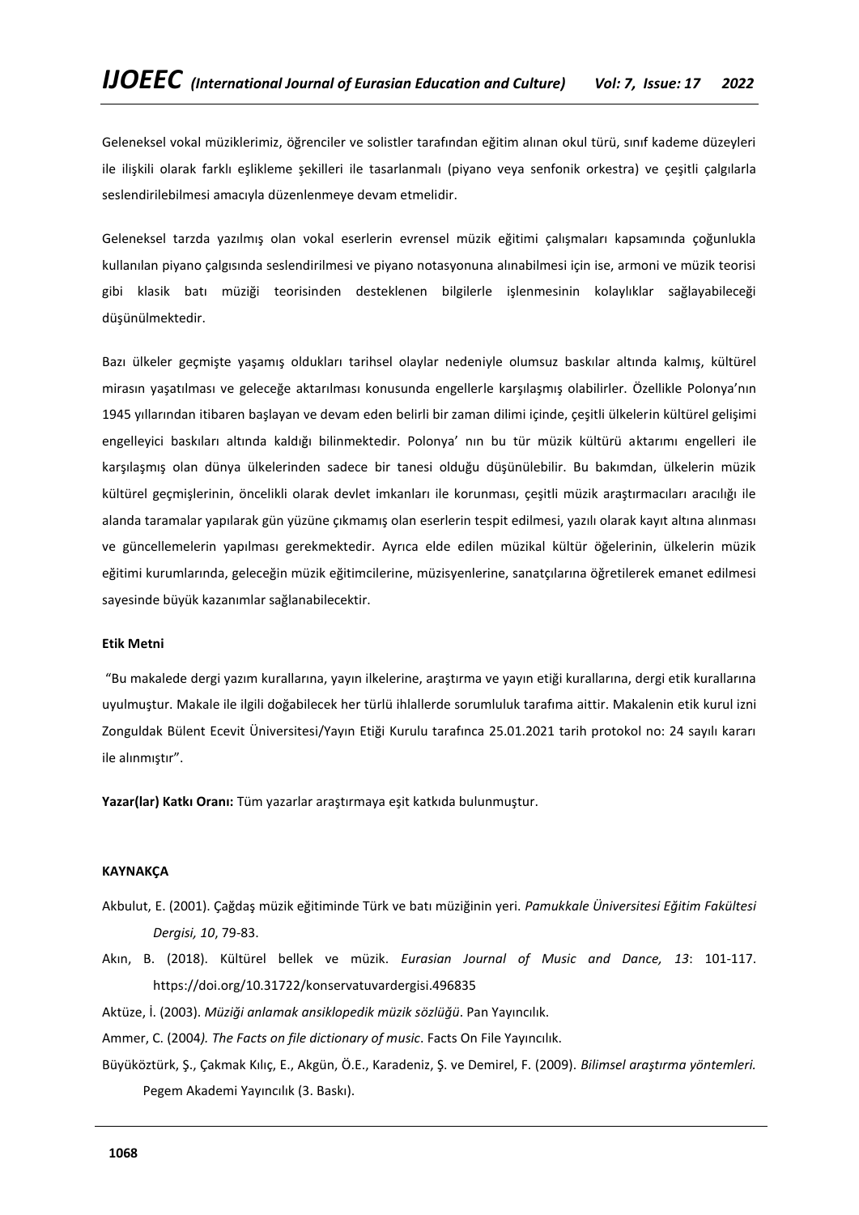Geleneksel vokal müziklerimiz, öğrenciler ve solistler tarafından eğitim alınan okul türü, sınıf kademe düzeyleri ile ilişkili olarak farklı eşlikleme şekilleri ile tasarlanmalı (piyano veya senfonik orkestra) ve çeşitli çalgılarla seslendirilebilmesi amacıyla düzenlenmeye devam etmelidir.

Geleneksel tarzda yazılmış olan vokal eserlerin evrensel müzik eğitimi çalışmaları kapsamında çoğunlukla kullanılan piyano çalgısında seslendirilmesi ve piyano notasyonuna alınabilmesi için ise, armoni ve müzik teorisi gibi klasik batı müziği teorisinden desteklenen bilgilerle işlenmesinin kolaylıklar sağlayabileceği düşünülmektedir.

Bazı ülkeler geçmişte yaşamış oldukları tarihsel olaylar nedeniyle olumsuz baskılar altında kalmış, kültürel mirasın yaşatılması ve geleceğe aktarılması konusunda engellerle karşılaşmış olabilirler. Özellikle Polonya'nın 1945 yıllarından itibaren başlayan ve devam eden belirli bir zaman dilimi içinde, çeşitli ülkelerin kültürel gelişimi engelleyici baskıları altında kaldığı bilinmektedir. Polonya' nın bu tür müzik kültürü aktarımı engelleri ile karşılaşmış olan dünya ülkelerinden sadece bir tanesi olduğu düşünülebilir. Bu bakımdan, ülkelerin müzik kültürel geçmişlerinin, öncelikli olarak devlet imkanları ile korunması, çeşitli müzik araştırmacıları aracılığı ile alanda taramalar yapılarak gün yüzüne çıkmamış olan eserlerin tespit edilmesi, yazılı olarak kayıt altına alınması ve güncellemelerin yapılması gerekmektedir. Ayrıca elde edilen müzikal kültür öğelerinin, ülkelerin müzik eğitimi kurumlarında, geleceğin müzik eğitimcilerine, müzisyenlerine, sanatçılarına öğretilerek emanet edilmesi sayesinde büyük kazanımlar sağlanabilecektir.

**Etik Metni**

"Bu makalede dergi yazım kurallarına, yayın ilkelerine, araştırma ve yayın etiği kurallarına, dergi etik kurallarına uyulmuştur. Makale ile ilgili doğabilecek her türlü ihlallerde sorumluluk tarafıma aittir. Makalenin etik kurul izni Zonguldak Bülent Ecevit Üniversitesi/Yayın Etiği Kurulu tarafınca 25.01.2021 tarih protokol no: 24 sayılı kararı ile alınmıştır".

**Yazar(lar) Katkı Oranı:** Tüm yazarlar araştırmaya eşit katkıda bulunmuştur.

**KAYNAKÇA**

Akbulut, E. (2001). Çağdaş müzik eğitiminde Türk ve batı müziğinin yeri. *Pamukkale Üniversitesi Eğitim Fakültesi Dergisi, 10*, 79-83.

Akın, B. (2018). Kültürel bellek ve müzik. *Eurasian Journal of Music and Dance, 13*: 101-117. https://doi.org/10.31722/konservatuvardergisi.496835

Aktüze, İ. (2003). *Müziği anlamak ansiklopedik müzik sözlüğü*. Pan Yayıncılık.

Ammer, C. (2004*). The Facts on file dictionary of music*. Facts On File Yayıncılık.

Büyüköztürk, Ş., Çakmak Kılıç, E., Akgün, Ö.E., Karadeniz, Ş. ve Demirel, F. (2009). *Bilimsel araştırma yöntemleri.* Pegem Akademi Yayıncılık (3. Baskı).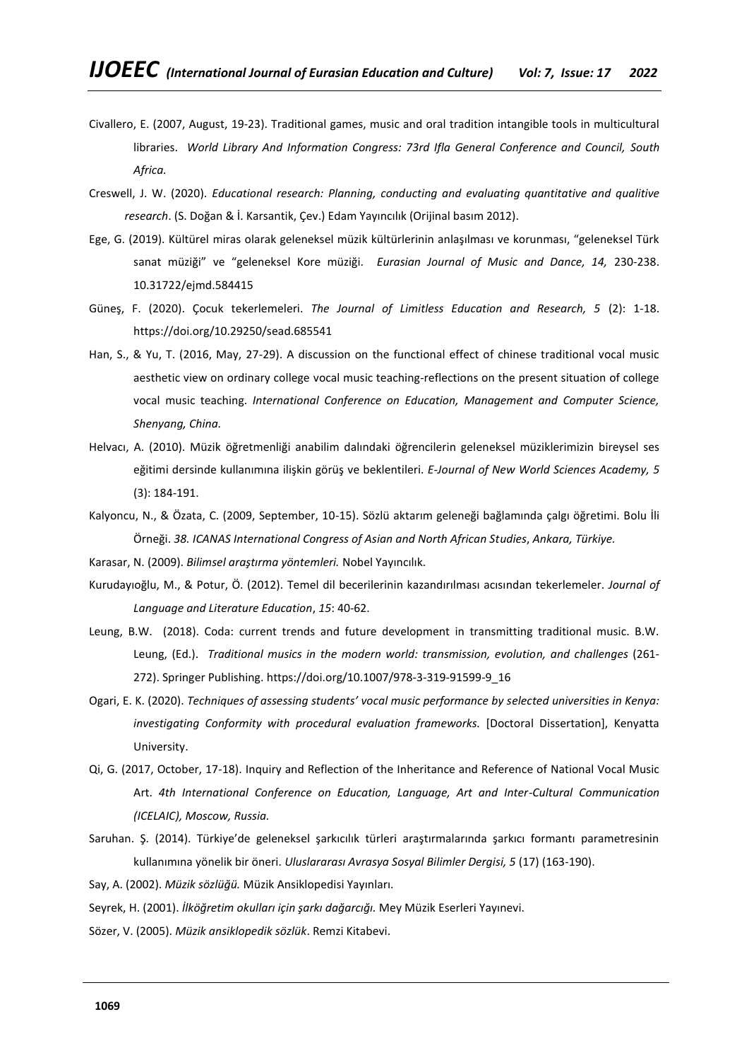Civallero, E. (2007, August, 19-23). Traditional games, music and oral tradition intangible tools in multicultural libraries. *World Library And Information Congress: 73rd Ifla General Conference and Council, South Africa.*

Creswell, J. W. (2020). *Educational research: Planning, conducting and evaluating quantitative and qualitive research*. (S. Doğan & İ. Karsantik, Çev.) Edam Yayıncılık (Orijinal basım 2012).

Ege, G. (2019). Kültürel miras olarak geleneksel müzik kültürlerinin anlaşılması ve korunması, "geleneksel Türk sanat müziği" ve "geleneksel Kore müziği. *Eurasian Journal of Music and Dance, 14,* 230-238. 10.31722/ejmd.584415

Güneş, F. (2020). Çocuk tekerlemeleri. *The Journal of Limitless Education and Research, 5* (2): 1-18. https://doi.org/10.29250/sead.685541

Han, S., & Yu, T. (2016, May, 27-29). A discussion on the functional effect of chinese traditional vocal music aesthetic view on ordinary college vocal music teaching-reflections on the present situation of college vocal music teaching. *International Conference on Education, Management and Computer Science, Shenyang, China.*

Helvacı, A. (2010). Müzik öğretmenliği anabilim dalındaki öğrencilerin geleneksel müziklerimizin bireysel ses eğitimi dersinde kullanımına ilişkin görüş ve beklentileri. *E-Journal of New World Sciences Academy, 5* (3): 184-191.

Kalyoncu, N., & Özata, C. (2009, September, 10-15). Sözlü aktarım geleneği bağlamında çalgı öğretimi. Bolu İli Örneği. *38. ICANAS International Congress of Asian and North African Studies*, *Ankara, Türkiye.*

Karasar, N. (2009). *Bilimsel araştırma yöntemleri.* Nobel Yayıncılık.

Kurudayıoğlu, M., & Potur, Ö. (2012). Temel dil becerilerinin kazandırılması acısından tekerlemeler. *Journal of Language and Literature Education*, *15*: 40-62.

Leung, B.W. (2018). Coda: current trends and future development in transmitting traditional music. B.W. Leung, (Ed.). *Traditional musics in the modern world: transmission, evolution, and challenges* (261-272). Springer Publishing. https://doi.org/10.1007/978-3-319-91599-9_16

Ogari, E. K. (2020). *Techniques of assessing students' vocal music performance by selected universities in Kenya: investigating Conformity with procedural evaluation frameworks.* [Doctoral Dissertation], Kenyatta University.

Qi, G. (2017, October, 17-18). Inquiry and Reflection of the Inheritance and Reference of National Vocal Music Art. *4th International Conference on Education, Language, Art and Inter-Cultural Communication (ICELAIC), Moscow, Russia.*

Saruhan. Ş. (2014). Türkiye'de geleneksel şarkıcılık türleri araştırmalarında şarkıcı formantı parametresinin kullanımına yönelik bir öneri. *Uluslararası Avrasya Sosyal Bilimler Dergisi, 5* (17) (163-190).

Say, A. (2002). *Müzik sözlüğü.* Müzik Ansiklopedisi Yayınları.

Seyrek, H. (2001). *İlköğretim okulları için şarkı dağarcığı.* Mey Müzik Eserleri Yayınevi.

Sözer, V. (2005). *Müzik ansiklopedik sözlük*. Remzi Kitabevi.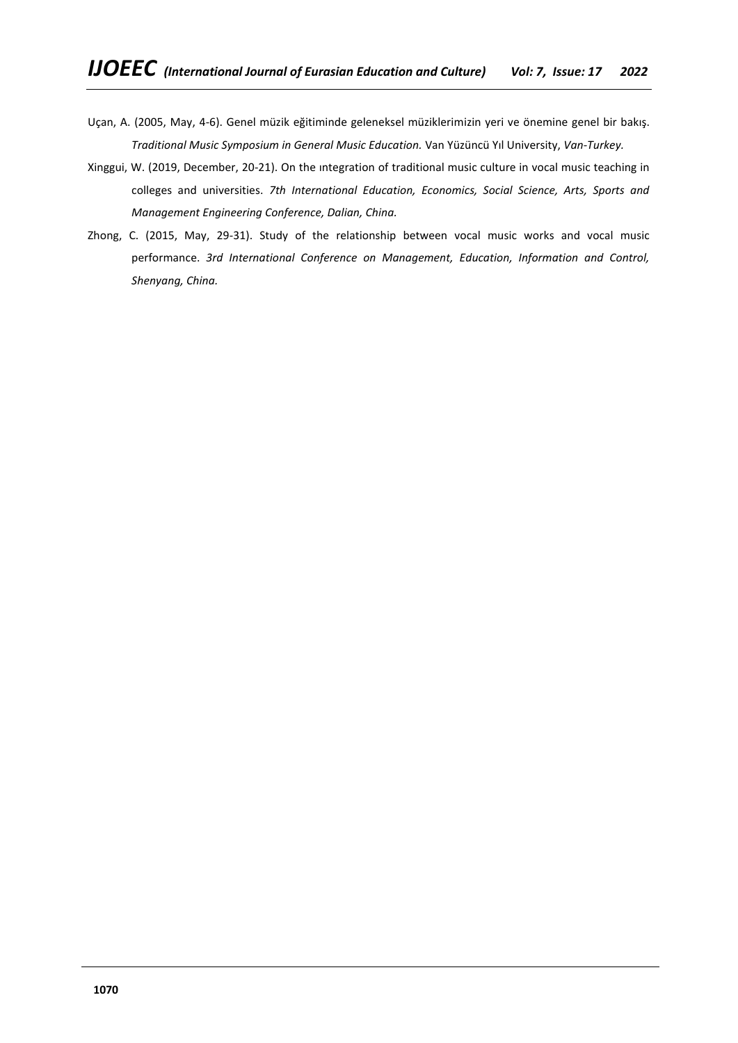Uçan, A. (2005, May, 4-6). Genel müzik eğitiminde geleneksel müziklerimizin yeri ve önemine genel bir bakış. *Traditional Music Symposium in General Music Education.* Van Yüzüncü Yıl University, *Van-Turkey.*

Xinggui, W. (2019, December, 20-21). On the ıntegration of traditional music culture in vocal music teaching in colleges and universities. *7th International Education, Economics, Social Science, Arts, Sports and Management Engineering Conference, Dalian, China.*

Zhong, C. (2015, May, 29-31). Study of the relationship between vocal music works and vocal music performance. *3rd International Conference on Management, Education, Information and Control, Shenyang, China.*